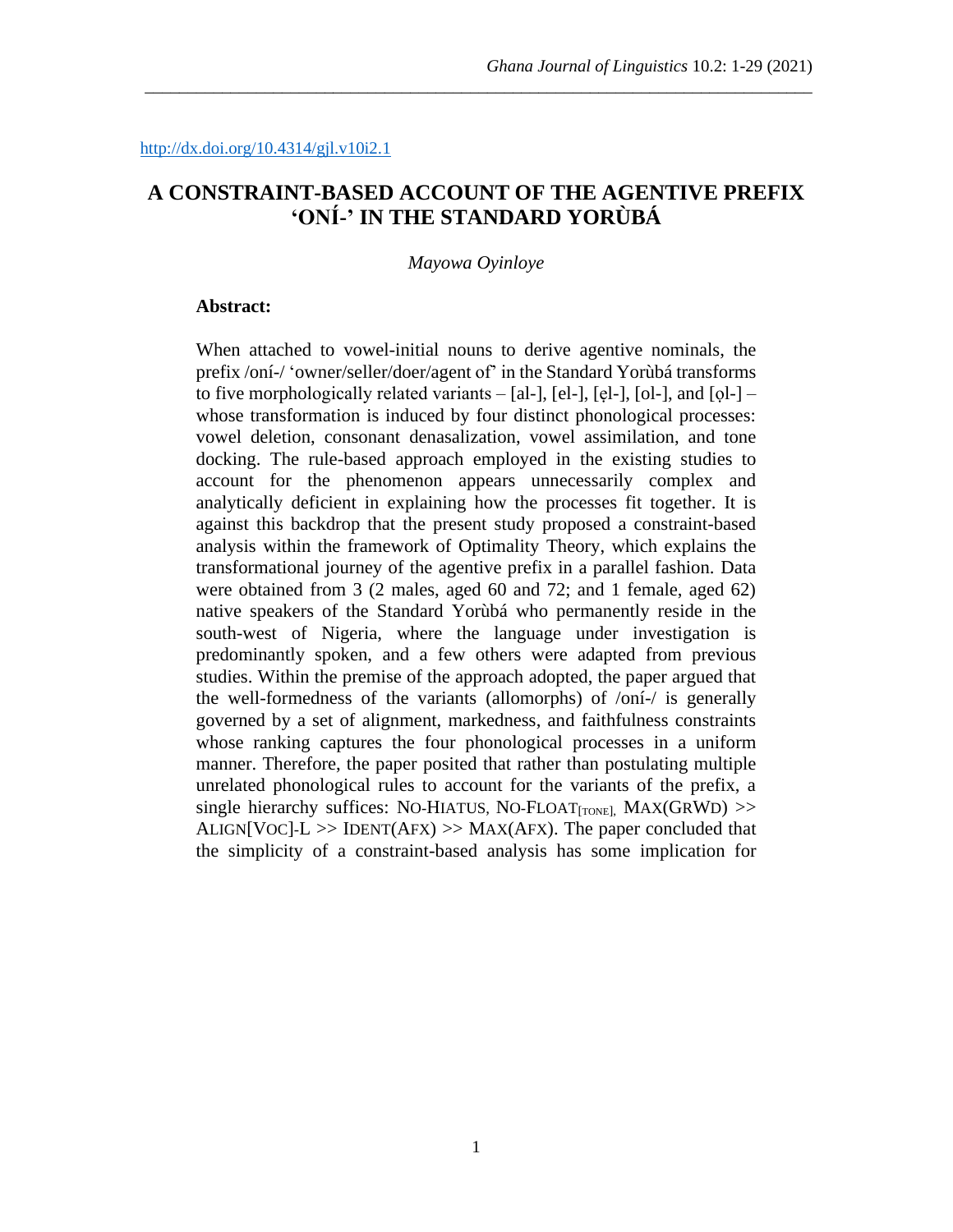http://dx.doi.org/10.4314/gjl.v10i2.1

# A CONSTRAINT-BASED ACCOUNT OF THE AGENTIVE PREFIX 'ONÍ-' IN THE STANDARD YORÙBÁ

*Mayowa Oyinloye*

**Abstract:**

When attached to vowel-initial nouns to derive agentive nominals, the prefix /oní-/ 'owner/seller/doer/agent of' in the Standard Yorùbá transforms to five morphologically related variants – [al-], [el-], [ẹl-], [ol-], and [ọl-] – whose transformation is induced by four distinct phonological processes: vowel deletion, consonant denasalization, vowel assimilation, and tone docking. The rule-based approach employed in the existing studies to account for the phenomenon appears unnecessarily complex and analytically deficient in explaining how the processes fit together. It is against this backdrop that the present study proposed a constraint-based analysis within the framework of Optimality Theory, which explains the transformational journey of the agentive prefix in a parallel fashion. Data were obtained from 3 (2 males, aged 60 and 72; and 1 female, aged 62) native speakers of the Standard Yorùbá who permanently reside in the south-west of Nigeria, where the language under investigation is predominantly spoken, and a few others were adapted from previous studies. Within the premise of the approach adopted, the paper argued that the well-formedness of the variants (allomorphs) of /oní-/ is generally governed by a set of alignment, markedness, and faithfulness constraints whose ranking captures the four phonological processes in a uniform manner. Therefore, the paper posited that rather than postulating multiple unrelated phonological rules to account for the variants of the prefix, a single hierarchy suffices: NO-HIATUS, NO-FLOAT$_{\text{[TONE]}}$, MAX(GRWD) >> ALIGN[VOC]-L >> IDENT(AFX) >> MAX(AFX). The paper concluded that the simplicity of a constraint-based analysis has some implication for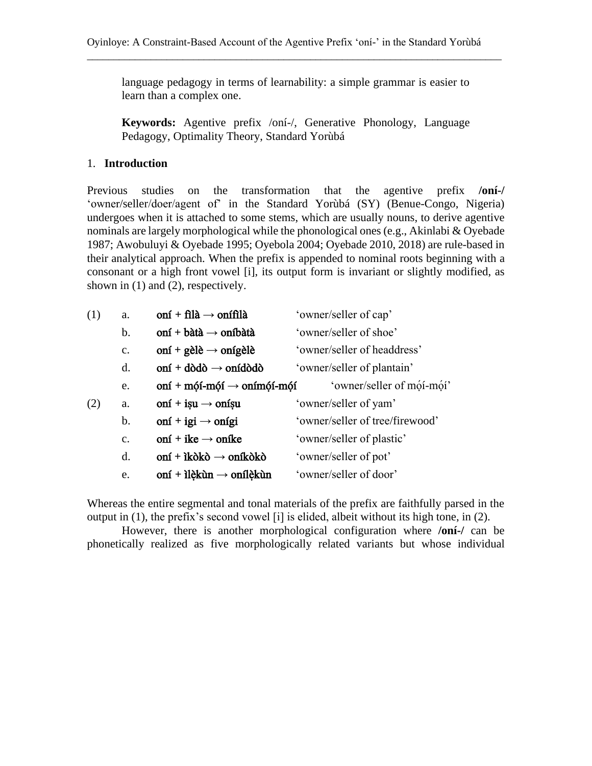language pedagogy in terms of learnability: a simple grammar is easier to learn than a complex one.

**Keywords:** Agentive prefix /oní-/, Generative Phonology, Language Pedagogy, Optimality Theory, Standard Yorùbá

## 1. Introduction

Previous studies on the transformation that the agentive prefix **/oní-/** 'owner/seller/doer/agent of' in the Standard Yorùbá (SY) (Benue-Congo, Nigeria) undergoes when it is attached to some stems, which are usually nouns, to derive agentive nominals are largely morphological while the phonological ones (e.g., Akinlabi & Oyebade 1987; Awobuluyi & Oyebade 1995; Oyebola 2004; Oyebade 2010, 2018) are rule-based in their analytical approach. When the prefix is appended to nominal roots beginning with a consonant or a high front vowel [i], its output form is invariant or slightly modified, as shown in (1) and (2), respectively.

| | | | |
|---|---|---|---|
| (1) | a. | **oní + fìlà → onífìlà** | 'owner/seller of cap' |
| | b. | **oní + bàtà → oníbàtà** | 'owner/seller of shoe' |
| | c. | **oní + gèlè → onígèlè** | 'owner/seller of headdress' |
| | d. | **oní + dòdò → onídòdò** | 'owner/seller of plantain' |
| | e. | **oní + mọ́í-mọ́í → onímọ́í-mọ́í** | 'owner/seller of mọ́í-mọ́í' |
| (2) | a. | **oní + iṣu → oníṣu** | 'owner/seller of yam' |
| | b. | **oní + igi → onígi** | 'owner/seller of tree/firewood' |
| | c. | **oní + ike → oníke** | 'owner/seller of plastic' |
| | d. | **oní + ìkòkò → oníkòkò** | 'owner/seller of pot' |
| | e. | **oní + ìlẹ̀kùn → onílẹ̀kùn** | 'owner/seller of door' |

Whereas the entire segmental and tonal materials of the prefix are faithfully parsed in the output in (1), the prefix's second vowel [i] is elided, albeit without its high tone, in (2).

However, there is another morphological configuration where **/oní-/** can be phonetically realized as five morphologically related variants but whose individual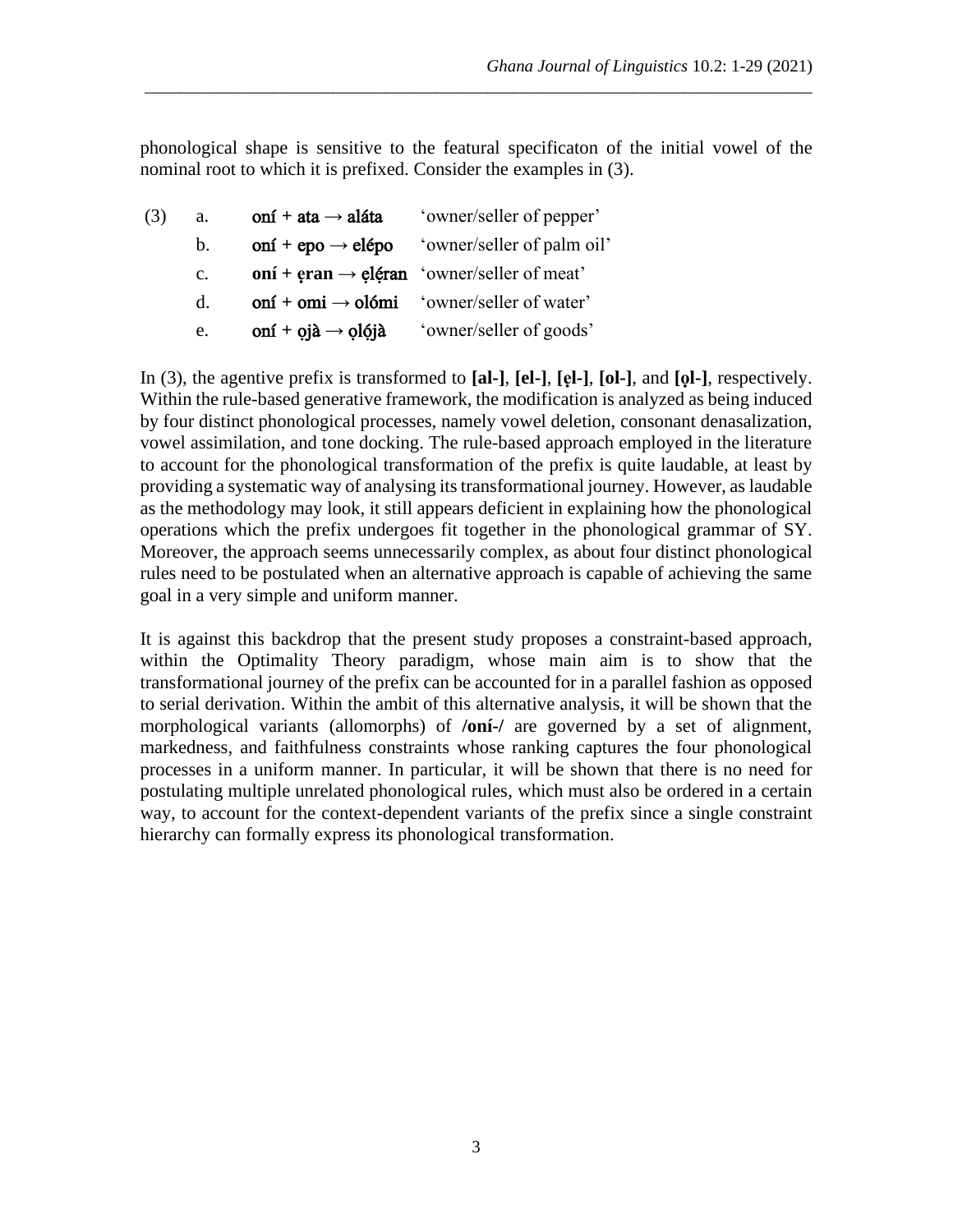phonological shape is sensitive to the featural specificaton of the initial vowel of the nominal root to which it is prefixed. Consider the examples in (3).

(3)
a. **oní + ata → aláta** 'owner/seller of pepper'
b. **oní + epo → elépo** 'owner/seller of palm oil'
c. **oní + ẹran → ẹlẹ́ran** 'owner/seller of meat'
d. **oní + omi → olómi** 'owner/seller of water'
e. **oní + ọjà → ọlọ́jà** 'owner/seller of goods'

In (3), the agentive prefix is transformed to **[al-]**, **[el-]**, **[ẹl-]**, **[ol-]**, and **[ọl-]**, respectively. Within the rule-based generative framework, the modification is analyzed as being induced by four distinct phonological processes, namely vowel deletion, consonant denasalization, vowel assimilation, and tone docking. The rule-based approach employed in the literature to account for the phonological transformation of the prefix is quite laudable, at least by providing a systematic way of analysing its transformational journey. However, as laudable as the methodology may look, it still appears deficient in explaining how the phonological operations which the prefix undergoes fit together in the phonological grammar of SY. Moreover, the approach seems unnecessarily complex, as about four distinct phonological rules need to be postulated when an alternative approach is capable of achieving the same goal in a very simple and uniform manner.

It is against this backdrop that the present study proposes a constraint-based approach, within the Optimality Theory paradigm, whose main aim is to show that the transformational journey of the prefix can be accounted for in a parallel fashion as opposed to serial derivation. Within the ambit of this alternative analysis, it will be shown that the morphological variants (allomorphs) of **/oní-/** are governed by a set of alignment, markedness, and faithfulness constraints whose ranking captures the four phonological processes in a uniform manner. In particular, it will be shown that there is no need for postulating multiple unrelated phonological rules, which must also be ordered in a certain way, to account for the context-dependent variants of the prefix since a single constraint hierarchy can formally express its phonological transformation.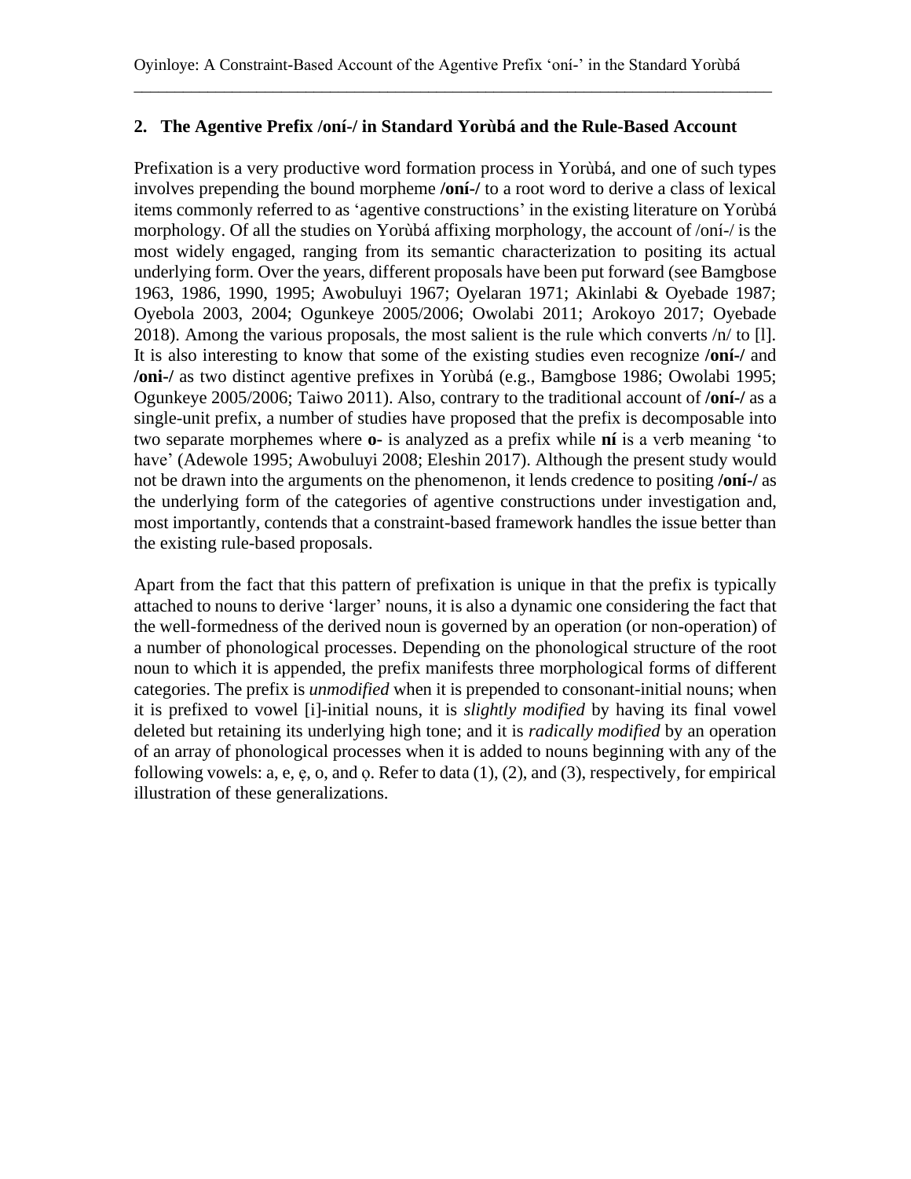## 2. The Agentive Prefix /oní-/ in Standard Yorùbá and the Rule-Based Account

Prefixation is a very productive word formation process in Yorùbá, and one of such types involves prepending the bound morpheme **/oní-/** to a root word to derive a class of lexical items commonly referred to as 'agentive constructions' in the existing literature on Yorùbá morphology. Of all the studies on Yorùbá affixing morphology, the account of /oní-/ is the most widely engaged, ranging from its semantic characterization to positing its actual underlying form. Over the years, different proposals have been put forward (see Bamgbose 1963, 1986, 1990, 1995; Awobuluyi 1967; Oyelaran 1971; Akinlabi & Oyebade 1987; Oyebola 2003, 2004; Ogunkeye 2005/2006; Owolabi 2011; Arokoyo 2017; Oyebade 2018). Among the various proposals, the most salient is the rule which converts /n/ to [l]. It is also interesting to know that some of the existing studies even recognize **/oní-/** and **/oni-/** as two distinct agentive prefixes in Yorùbá (e.g., Bamgbose 1986; Owolabi 1995; Ogunkeye 2005/2006; Taiwo 2011). Also, contrary to the traditional account of **/oní-/** as a single-unit prefix, a number of studies have proposed that the prefix is decomposable into two separate morphemes where **o-** is analyzed as a prefix while **ní** is a verb meaning 'to have' (Adewole 1995; Awobuluyi 2008; Eleshin 2017). Although the present study would not be drawn into the arguments on the phenomenon, it lends credence to positing **/oní-/** as the underlying form of the categories of agentive constructions under investigation and, most importantly, contends that a constraint-based framework handles the issue better than the existing rule-based proposals.

Apart from the fact that this pattern of prefixation is unique in that the prefix is typically attached to nouns to derive 'larger' nouns, it is also a dynamic one considering the fact that the well-formedness of the derived noun is governed by an operation (or non-operation) of a number of phonological processes. Depending on the phonological structure of the root noun to which it is appended, the prefix manifests three morphological forms of different categories. The prefix is *unmodified* when it is prepended to consonant-initial nouns; when it is prefixed to vowel [i]-initial nouns, it is *slightly modified* by having its final vowel deleted but retaining its underlying high tone; and it is *radically modified* by an operation of an array of phonological processes when it is added to nouns beginning with any of the following vowels: a, e, ẹ, o, and ọ. Refer to data (1), (2), and (3), respectively, for empirical illustration of these generalizations.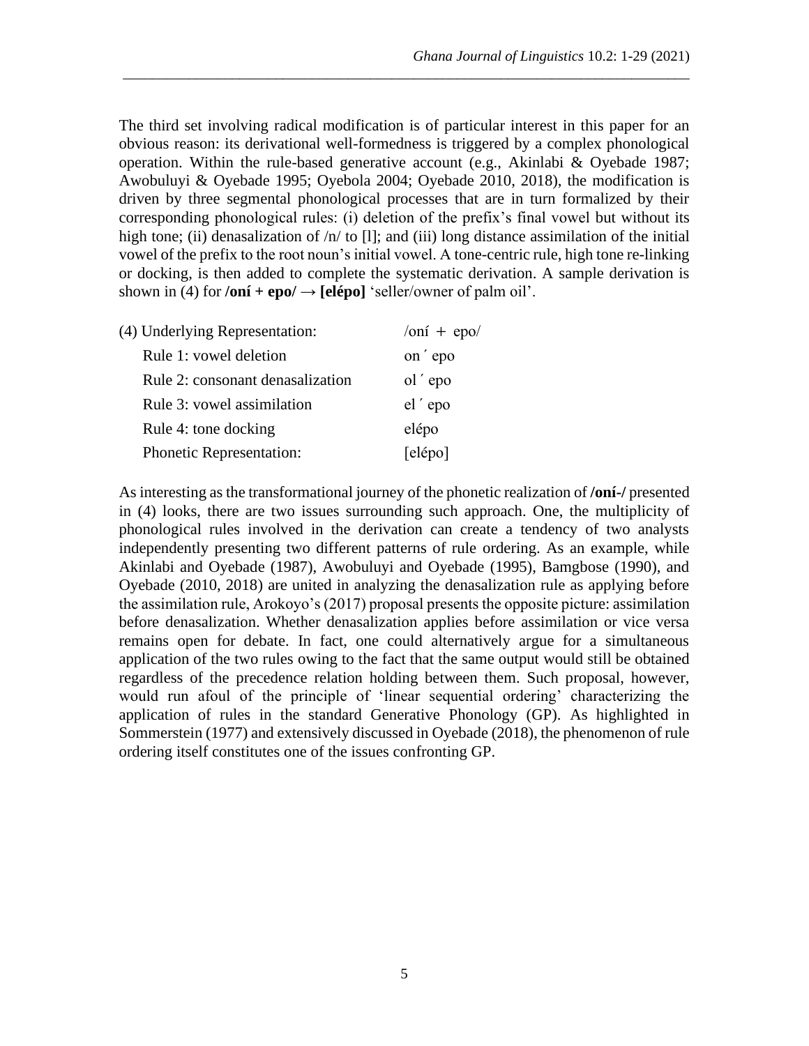The third set involving radical modification is of particular interest in this paper for an obvious reason: its derivational well-formedness is triggered by a complex phonological operation. Within the rule-based generative account (e.g., Akinlabi & Oyebade 1987; Awobuluyi & Oyebade 1995; Oyebola 2004; Oyebade 2010, 2018), the modification is driven by three segmental phonological processes that are in turn formalized by their corresponding phonological rules: (i) deletion of the prefix's final vowel but without its high tone; (ii) denasalization of /n/ to [l]; and (iii) long distance assimilation of the initial vowel of the prefix to the root noun's initial vowel. A tone-centric rule, high tone re-linking or docking, is then added to complete the systematic derivation. A sample derivation is shown in (4) for **/oní + epo/ → [elépo]** 'seller/owner of palm oil'.

| (4) Underlying Representation: | /oní + epo/ |
|---|---|
| Rule 1: vowel deletion | on ´ epo |
| Rule 2: consonant denasalization | ol ´ epo |
| Rule 3: vowel assimilation | el ´ epo |
| Rule 4: tone docking | elépo |
| Phonetic Representation: | [elépo] |

As interesting as the transformational journey of the phonetic realization of **/oní-/** presented in (4) looks, there are two issues surrounding such approach. One, the multiplicity of phonological rules involved in the derivation can create a tendency of two analysts independently presenting two different patterns of rule ordering. As an example, while Akinlabi and Oyebade (1987), Awobuluyi and Oyebade (1995), Bamgbose (1990), and Oyebade (2010, 2018) are united in analyzing the denasalization rule as applying before the assimilation rule, Arokoyo's (2017) proposal presents the opposite picture: assimilation before denasalization. Whether denasalization applies before assimilation or vice versa remains open for debate. In fact, one could alternatively argue for a simultaneous application of the two rules owing to the fact that the same output would still be obtained regardless of the precedence relation holding between them. Such proposal, however, would run afoul of the principle of 'linear sequential ordering' characterizing the application of rules in the standard Generative Phonology (GP). As highlighted in Sommerstein (1977) and extensively discussed in Oyebade (2018), the phenomenon of rule ordering itself constitutes one of the issues confronting GP.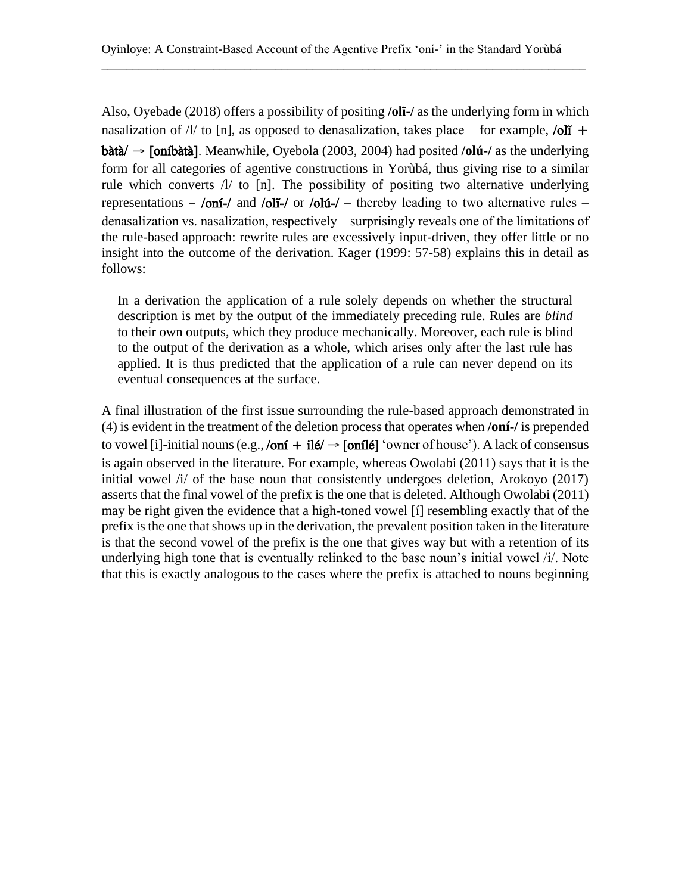Also, Oyebade (2018) offers a possibility of positing **/olĩ-/** as the underlying form in which nasalization of /l/ to [n], as opposed to denasalization, takes place – for example, **/olĩ + bàtà/ → [oníbàtà]**. Meanwhile, Oyebola (2003, 2004) had posited **/olú-/** as the underlying form for all categories of agentive constructions in Yorùbá, thus giving rise to a similar rule which converts /l/ to [n]. The possibility of positing two alternative underlying representations – **/oní-/** and **/olĩ-/** or **/olú-/** – thereby leading to two alternative rules – denasalization vs. nasalization, respectively – surprisingly reveals one of the limitations of the rule-based approach: rewrite rules are excessively input-driven, they offer little or no insight into the outcome of the derivation. Kager (1999: 57-58) explains this in detail as follows:

> In a derivation the application of a rule solely depends on whether the structural description is met by the output of the immediately preceding rule. Rules are *blind* to their own outputs, which they produce mechanically. Moreover, each rule is blind to the output of the derivation as a whole, which arises only after the last rule has applied. It is thus predicted that the application of a rule can never depend on its eventual consequences at the surface.

A final illustration of the first issue surrounding the rule-based approach demonstrated in (4) is evident in the treatment of the deletion process that operates when **/oní-/** is prepended to vowel [i]-initial nouns (e.g., **/oní + ilé/ → [onílé]** 'owner of house'). A lack of consensus is again observed in the literature. For example, whereas Owolabi (2011) says that it is the initial vowel /i/ of the base noun that consistently undergoes deletion, Arokoyo (2017) asserts that the final vowel of the prefix is the one that is deleted. Although Owolabi (2011) may be right given the evidence that a high-toned vowel [í] resembling exactly that of the prefix is the one that shows up in the derivation, the prevalent position taken in the literature is that the second vowel of the prefix is the one that gives way but with a retention of its underlying high tone that is eventually relinked to the base noun's initial vowel /i/. Note that this is exactly analogous to the cases where the prefix is attached to nouns beginning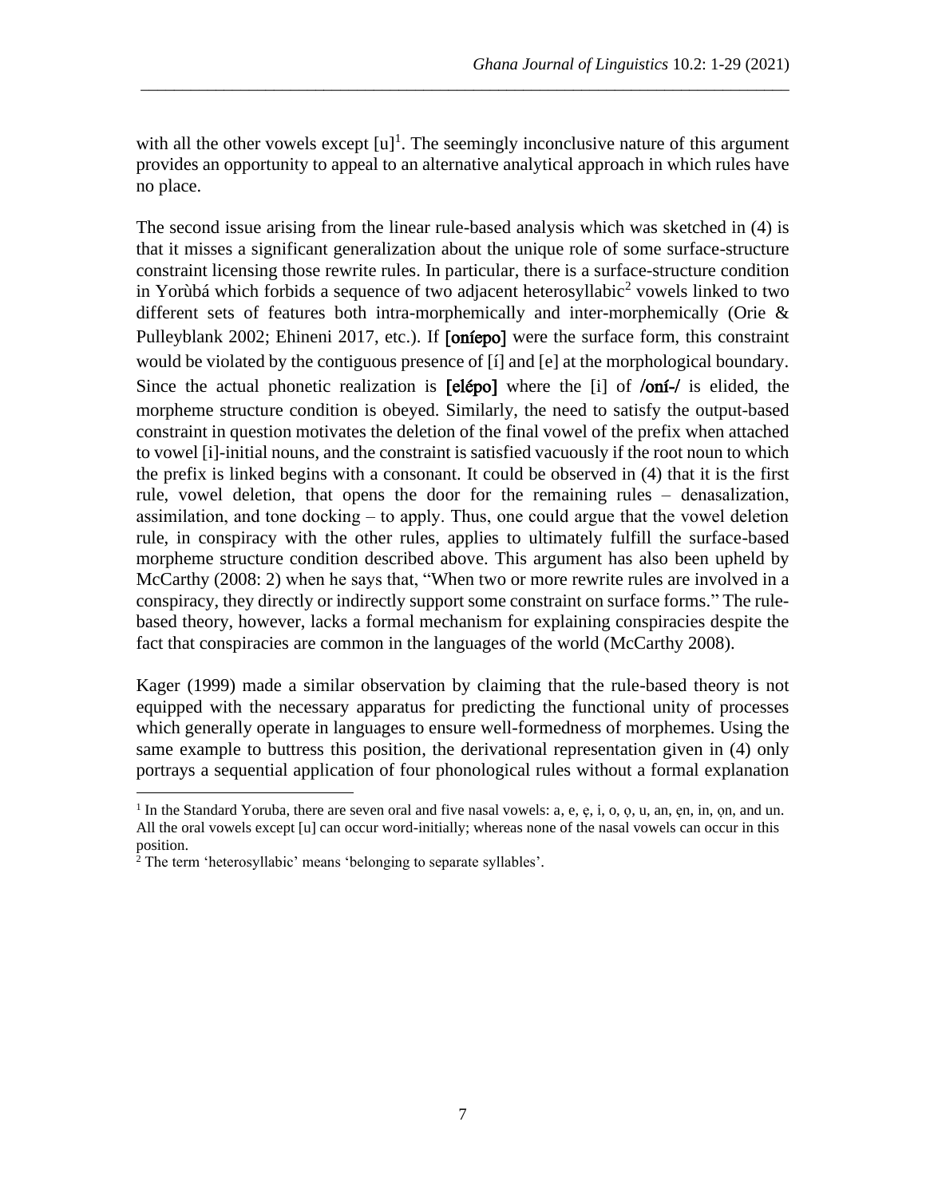with all the other vowels except [u][1]. The seemingly inconclusive nature of this argument provides an opportunity to appeal to an alternative analytical approach in which rules have no place.

The second issue arising from the linear rule-based analysis which was sketched in (4) is that it misses a significant generalization about the unique role of some surface-structure constraint licensing those rewrite rules. In particular, there is a surface-structure condition in Yorùbá which forbids a sequence of two adjacent heterosyllabic[2] vowels linked to two different sets of features both intra-morphemically and inter-morphemically (Orie & Pulleyblank 2002; Ehineni 2017, etc.). If **[oníepo]** were the surface form, this constraint would be violated by the contiguous presence of [í] and [e] at the morphological boundary. Since the actual phonetic realization is **[elépo]** where the [i] of **/oní-/** is elided, the morpheme structure condition is obeyed. Similarly, the need to satisfy the output-based constraint in question motivates the deletion of the final vowel of the prefix when attached to vowel [i]-initial nouns, and the constraint is satisfied vacuously if the root noun to which the prefix is linked begins with a consonant. It could be observed in (4) that it is the first rule, vowel deletion, that opens the door for the remaining rules – denasalization, assimilation, and tone docking – to apply. Thus, one could argue that the vowel deletion rule, in conspiracy with the other rules, applies to ultimately fulfill the surface-based morpheme structure condition described above. This argument has also been upheld by McCarthy (2008: 2) when he says that, "When two or more rewrite rules are involved in a conspiracy, they directly or indirectly support some constraint on surface forms." The rule-based theory, however, lacks a formal mechanism for explaining conspiracies despite the fact that conspiracies are common in the languages of the world (McCarthy 2008).

Kager (1999) made a similar observation by claiming that the rule-based theory is not equipped with the necessary apparatus for predicting the functional unity of processes which generally operate in languages to ensure well-formedness of morphemes. Using the same example to buttress this position, the derivational representation given in (4) only portrays a sequential application of four phonological rules without a formal explanation

---

[1] In the Standard Yoruba, there are seven oral and five nasal vowels: a, e, ẹ, i, o, ọ, u, an, ẹn, in, ọn, and un. All the oral vowels except [u] can occur word-initially; whereas none of the nasal vowels can occur in this position.

[2] The term 'heterosyllabic' means 'belonging to separate syllables'.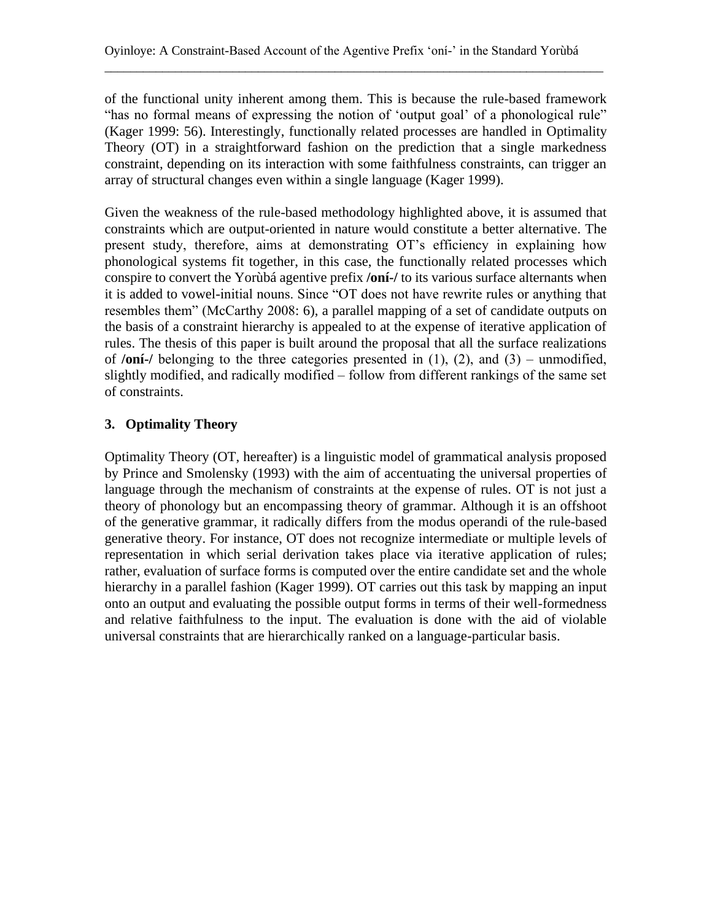of the functional unity inherent among them. This is because the rule-based framework "has no formal means of expressing the notion of 'output goal' of a phonological rule" (Kager 1999: 56). Interestingly, functionally related processes are handled in Optimality Theory (OT) in a straightforward fashion on the prediction that a single markedness constraint, depending on its interaction with some faithfulness constraints, can trigger an array of structural changes even within a single language (Kager 1999).

Given the weakness of the rule-based methodology highlighted above, it is assumed that constraints which are output-oriented in nature would constitute a better alternative. The present study, therefore, aims at demonstrating OT's efficiency in explaining how phonological systems fit together, in this case, the functionally related processes which conspire to convert the Yorùbá agentive prefix **/oní-/** to its various surface alternants when it is added to vowel-initial nouns. Since "OT does not have rewrite rules or anything that resembles them" (McCarthy 2008: 6), a parallel mapping of a set of candidate outputs on the basis of a constraint hierarchy is appealed to at the expense of iterative application of rules. The thesis of this paper is built around the proposal that all the surface realizations of **/oní-/** belonging to the three categories presented in (1), (2), and (3) – unmodified, slightly modified, and radically modified – follow from different rankings of the same set of constraints.

## 3. Optimality Theory

Optimality Theory (OT, hereafter) is a linguistic model of grammatical analysis proposed by Prince and Smolensky (1993) with the aim of accentuating the universal properties of language through the mechanism of constraints at the expense of rules. OT is not just a theory of phonology but an encompassing theory of grammar. Although it is an offshoot of the generative grammar, it radically differs from the modus operandi of the rule-based generative theory. For instance, OT does not recognize intermediate or multiple levels of representation in which serial derivation takes place via iterative application of rules; rather, evaluation of surface forms is computed over the entire candidate set and the whole hierarchy in a parallel fashion (Kager 1999). OT carries out this task by mapping an input onto an output and evaluating the possible output forms in terms of their well-formedness and relative faithfulness to the input. The evaluation is done with the aid of violable universal constraints that are hierarchically ranked on a language-particular basis.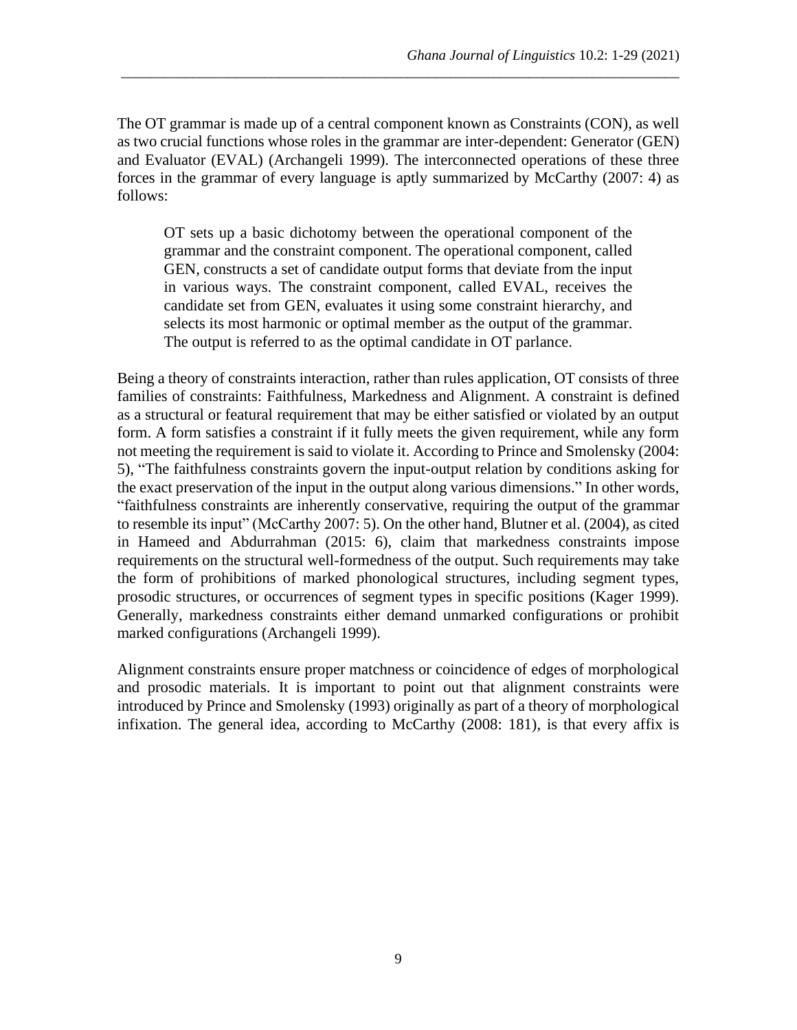The OT grammar is made up of a central component known as Constraints (CON), as well as two crucial functions whose roles in the grammar are inter-dependent: Generator (GEN) and Evaluator (EVAL) (Archangeli 1999). The interconnected operations of these three forces in the grammar of every language is aptly summarized by McCarthy (2007: 4) as follows:

> OT sets up a basic dichotomy between the operational component of the grammar and the constraint component. The operational component, called GEN, constructs a set of candidate output forms that deviate from the input in various ways. The constraint component, called EVAL, receives the candidate set from GEN, evaluates it using some constraint hierarchy, and selects its most harmonic or optimal member as the output of the grammar. The output is referred to as the optimal candidate in OT parlance.

Being a theory of constraints interaction, rather than rules application, OT consists of three families of constraints: Faithfulness, Markedness and Alignment. A constraint is defined as a structural or featural requirement that may be either satisfied or violated by an output form. A form satisfies a constraint if it fully meets the given requirement, while any form not meeting the requirement is said to violate it. According to Prince and Smolensky (2004: 5), "The faithfulness constraints govern the input-output relation by conditions asking for the exact preservation of the input in the output along various dimensions." In other words, "faithfulness constraints are inherently conservative, requiring the output of the grammar to resemble its input" (McCarthy 2007: 5). On the other hand, Blutner et al. (2004), as cited in Hameed and Abdurrahman (2015: 6), claim that markedness constraints impose requirements on the structural well-formedness of the output. Such requirements may take the form of prohibitions of marked phonological structures, including segment types, prosodic structures, or occurrences of segment types in specific positions (Kager 1999). Generally, markedness constraints either demand unmarked configurations or prohibit marked configurations (Archangeli 1999).

Alignment constraints ensure proper matchness or coincidence of edges of morphological and prosodic materials. It is important to point out that alignment constraints were introduced by Prince and Smolensky (1993) originally as part of a theory of morphological infixation. The general idea, according to McCarthy (2008: 181), is that every affix is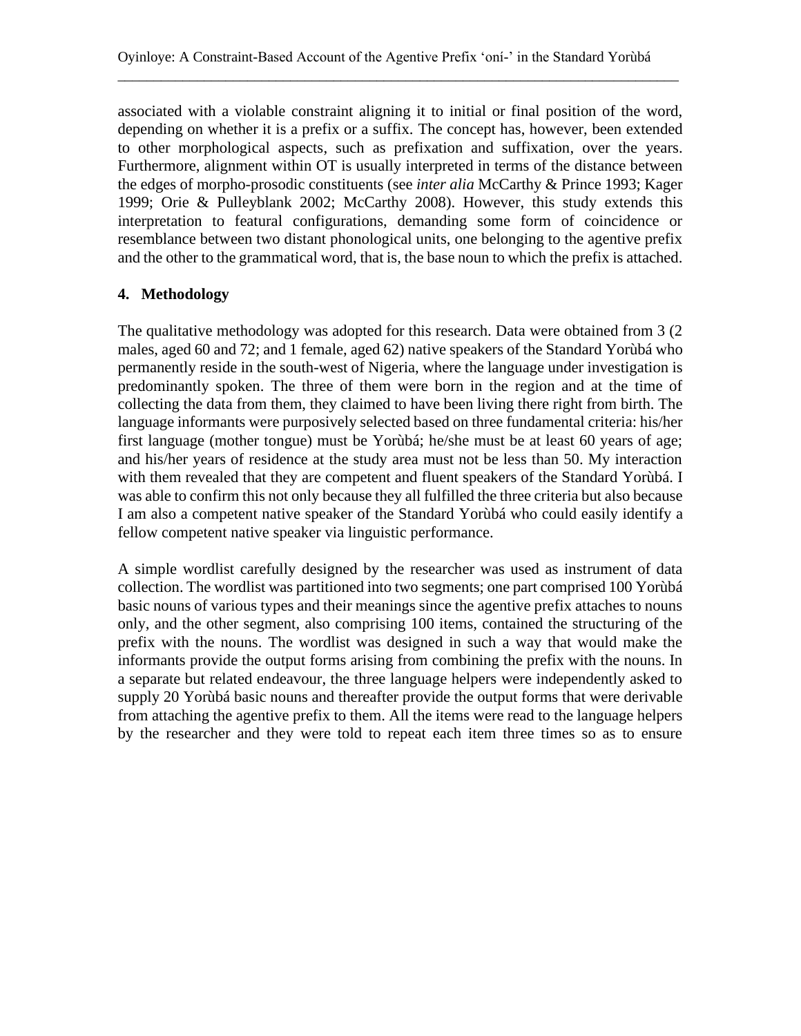associated with a violable constraint aligning it to initial or final position of the word, depending on whether it is a prefix or a suffix. The concept has, however, been extended to other morphological aspects, such as prefixation and suffixation, over the years. Furthermore, alignment within OT is usually interpreted in terms of the distance between the edges of morpho-prosodic constituents (see *inter alia* McCarthy & Prince 1993; Kager 1999; Orie & Pulleyblank 2002; McCarthy 2008). However, this study extends this interpretation to featural configurations, demanding some form of coincidence or resemblance between two distant phonological units, one belonging to the agentive prefix and the other to the grammatical word, that is, the base noun to which the prefix is attached.

## 4. Methodology

The qualitative methodology was adopted for this research. Data were obtained from 3 (2 males, aged 60 and 72; and 1 female, aged 62) native speakers of the Standard Yorùbá who permanently reside in the south-west of Nigeria, where the language under investigation is predominantly spoken. The three of them were born in the region and at the time of collecting the data from them, they claimed to have been living there right from birth. The language informants were purposively selected based on three fundamental criteria: his/her first language (mother tongue) must be Yorùbá; he/she must be at least 60 years of age; and his/her years of residence at the study area must not be less than 50. My interaction with them revealed that they are competent and fluent speakers of the Standard Yorùbá. I was able to confirm this not only because they all fulfilled the three criteria but also because I am also a competent native speaker of the Standard Yorùbá who could easily identify a fellow competent native speaker via linguistic performance.

A simple wordlist carefully designed by the researcher was used as instrument of data collection. The wordlist was partitioned into two segments; one part comprised 100 Yorùbá basic nouns of various types and their meanings since the agentive prefix attaches to nouns only, and the other segment, also comprising 100 items, contained the structuring of the prefix with the nouns. The wordlist was designed in such a way that would make the informants provide the output forms arising from combining the prefix with the nouns. In a separate but related endeavour, the three language helpers were independently asked to supply 20 Yorùbá basic nouns and thereafter provide the output forms that were derivable from attaching the agentive prefix to them. All the items were read to the language helpers by the researcher and they were told to repeat each item three times so as to ensure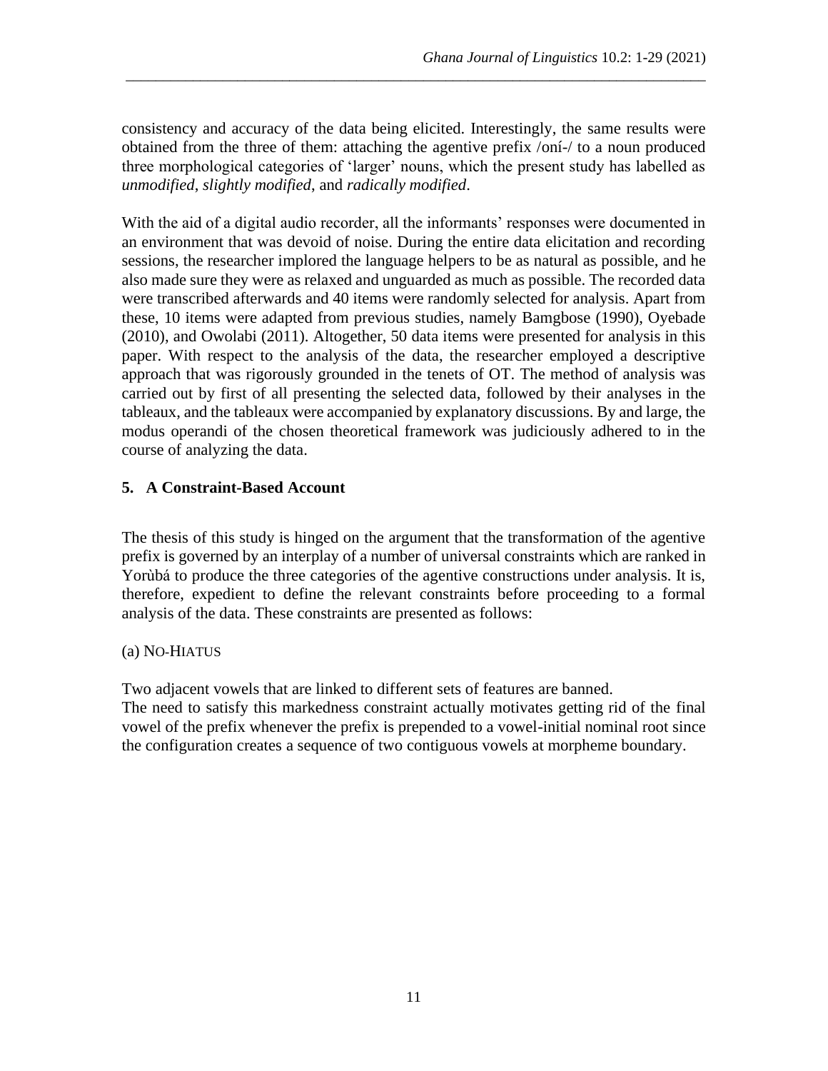consistency and accuracy of the data being elicited. Interestingly, the same results were obtained from the three of them: attaching the agentive prefix /oní-/ to a noun produced three morphological categories of 'larger' nouns, which the present study has labelled as *unmodified*, *slightly modified*, and *radically modified*.

With the aid of a digital audio recorder, all the informants' responses were documented in an environment that was devoid of noise. During the entire data elicitation and recording sessions, the researcher implored the language helpers to be as natural as possible, and he also made sure they were as relaxed and unguarded as much as possible. The recorded data were transcribed afterwards and 40 items were randomly selected for analysis. Apart from these, 10 items were adapted from previous studies, namely Bamgbose (1990), Oyebade (2010), and Owolabi (2011). Altogether, 50 data items were presented for analysis in this paper. With respect to the analysis of the data, the researcher employed a descriptive approach that was rigorously grounded in the tenets of OT. The method of analysis was carried out by first of all presenting the selected data, followed by their analyses in the tableaux, and the tableaux were accompanied by explanatory discussions. By and large, the modus operandi of the chosen theoretical framework was judiciously adhered to in the course of analyzing the data.

## 5. A Constraint-Based Account

The thesis of this study is hinged on the argument that the transformation of the agentive prefix is governed by an interplay of a number of universal constraints which are ranked in Yorùbá to produce the three categories of the agentive constructions under analysis. It is, therefore, expedient to define the relevant constraints before proceeding to a formal analysis of the data. These constraints are presented as follows:

(a) NO-HIATUS

Two adjacent vowels that are linked to different sets of features are banned.
The need to satisfy this markedness constraint actually motivates getting rid of the final vowel of the prefix whenever the prefix is prepended to a vowel-initial nominal root since the configuration creates a sequence of two contiguous vowels at morpheme boundary.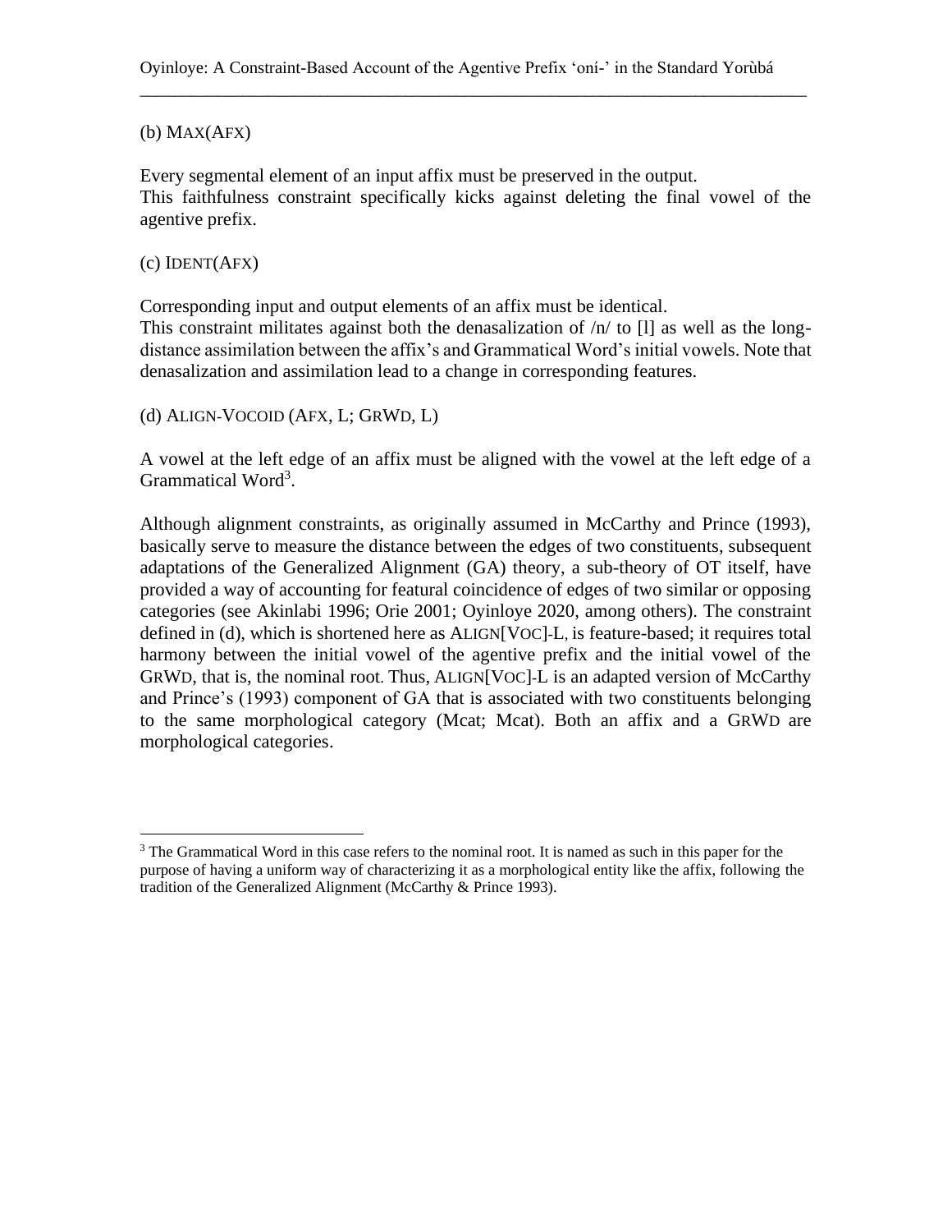(b) MAX(AFX)

Every segmental element of an input affix must be preserved in the output.
This faithfulness constraint specifically kicks against deleting the final vowel of the agentive prefix.

(c) IDENT(AFX)

Corresponding input and output elements of an affix must be identical.
This constraint militates against both the denasalization of /n/ to [l] as well as the long-distance assimilation between the affix's and Grammatical Word's initial vowels. Note that denasalization and assimilation lead to a change in corresponding features.

(d) ALIGN-VOCOID (AFX, L; GRWD, L)

A vowel at the left edge of an affix must be aligned with the vowel at the left edge of a Grammatical Word[3].

Although alignment constraints, as originally assumed in McCarthy and Prince (1993), basically serve to measure the distance between the edges of two constituents, subsequent adaptations of the Generalized Alignment (GA) theory, a sub-theory of OT itself, have provided a way of accounting for featural coincidence of edges of two similar or opposing categories (see Akinlabi 1996; Orie 2001; Oyinloye 2020, among others). The constraint defined in (d), which is shortened here as ALIGN[VOC]-L, is feature-based; it requires total harmony between the initial vowel of the agentive prefix and the initial vowel of the GRWD, that is, the nominal root. Thus, ALIGN[VOC]-L is an adapted version of McCarthy and Prince's (1993) component of GA that is associated with two constituents belonging to the same morphological category (Mcat; Mcat). Both an affix and a GRWD are morphological categories.

[3] The Grammatical Word in this case refers to the nominal root. It is named as such in this paper for the purpose of having a uniform way of characterizing it as a morphological entity like the affix, following the tradition of the Generalized Alignment (McCarthy & Prince 1993).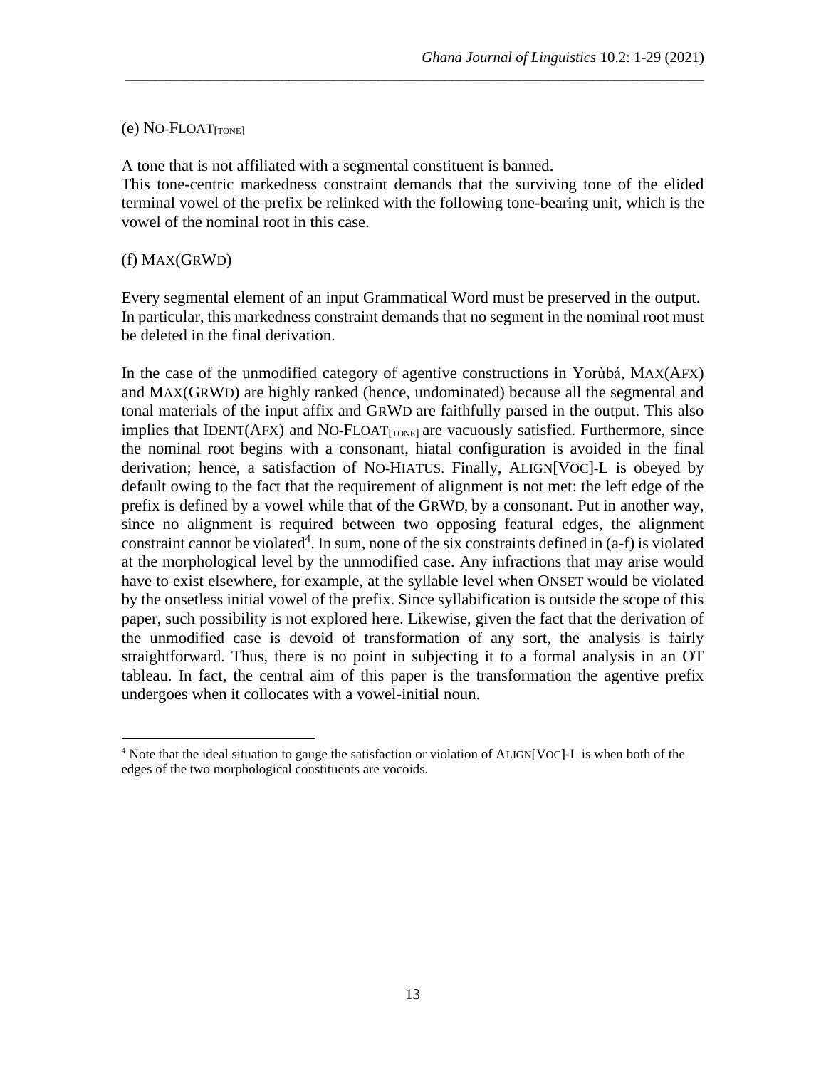(e) NO-FLOAT$_{[\text{TONE}]}$

A tone that is not affiliated with a segmental constituent is banned.
This tone-centric markedness constraint demands that the surviving tone of the elided terminal vowel of the prefix be relinked with the following tone-bearing unit, which is the vowel of the nominal root in this case.

(f) MAX(GRWD)

Every segmental element of an input Grammatical Word must be preserved in the output. In particular, this markedness constraint demands that no segment in the nominal root must be deleted in the final derivation.

In the case of the unmodified category of agentive constructions in Yorùbá, MAX(AFX) and MAX(GRWD) are highly ranked (hence, undominated) because all the segmental and tonal materials of the input affix and GRWD are faithfully parsed in the output. This also implies that IDENT(AFX) and NO-FLOAT$_{[\text{TONE}]}$ are vacuously satisfied. Furthermore, since the nominal root begins with a consonant, hiatal configuration is avoided in the final derivation; hence, a satisfaction of NO-HIATUS. Finally, ALIGN[VOC]-L is obeyed by default owing to the fact that the requirement of alignment is not met: the left edge of the prefix is defined by a vowel while that of the GRWD, by a consonant. Put in another way, since no alignment is required between two opposing featural edges, the alignment constraint cannot be violated[4]. In sum, none of the six constraints defined in (a-f) is violated at the morphological level by the unmodified case. Any infractions that may arise would have to exist elsewhere, for example, at the syllable level when ONSET would be violated by the onsetless initial vowel of the prefix. Since syllabification is outside the scope of this paper, such possibility is not explored here. Likewise, given the fact that the derivation of the unmodified case is devoid of transformation of any sort, the analysis is fairly straightforward. Thus, there is no point in subjecting it to a formal analysis in an OT tableau. In fact, the central aim of this paper is the transformation the agentive prefix undergoes when it collocates with a vowel-initial noun.

---

[4] Note that the ideal situation to gauge the satisfaction or violation of ALIGN[VOC]-L is when both of the edges of the two morphological constituents are vocoids.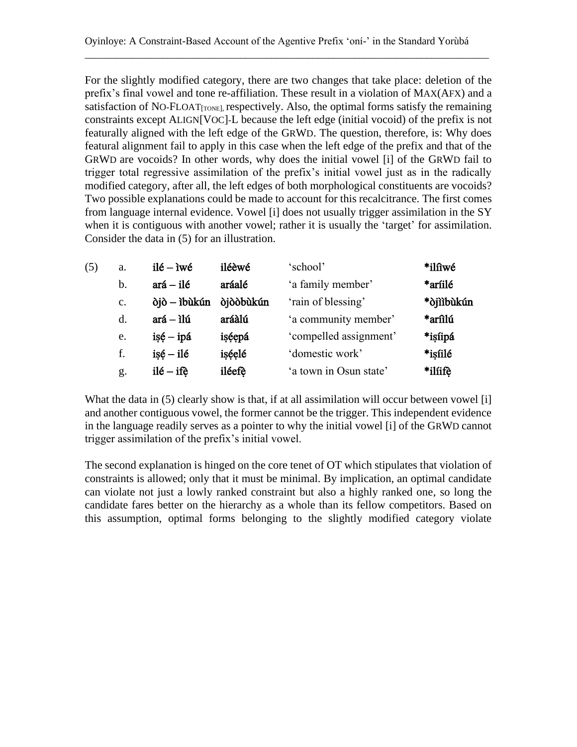For the slightly modified category, there are two changes that take place: deletion of the prefix's final vowel and tone re-affiliation. These result in a violation of MAX(AFX) and a satisfaction of NO-FLOAT$_{[TONE]}$, respectively. Also, the optimal forms satisfy the remaining constraints except ALIGN[VOC]-L because the left edge (initial vocoid) of the prefix is not featurally aligned with the left edge of the GRWD. The question, therefore, is: Why does featural alignment fail to apply in this case when the left edge of the prefix and that of the GRWD are vocoids? In other words, why does the initial vowel [i] of the GRWD fail to trigger total regressive assimilation of the prefix's initial vowel just as in the radically modified category, after all, the left edges of both morphological constituents are vocoids? Two possible explanations could be made to account for this recalcitrance. The first comes from language internal evidence. Vowel [i] does not usually trigger assimilation in the SY when it is contiguous with another vowel; rather it is usually the 'target' for assimilation. Consider the data in (5) for an illustration.

| | | | | | |
|---|---|---|---|---|---|
| (5) | a. | **ilé – ìwé** | **iléèwé** | 'school' | **\*ilîwé** |
| | b. | **ará – ilé** | **aráalé** | 'a family member' | **\*aríilé** |
| | c. | **òjò – ìbùkún** | **òjòòbùkún** | 'rain of blessing' | **\*òjììbùkún** |
| | d. | **ará – ìlú** | **aráàlú** | 'a community member' | **\*arîlú** |
| | e. | **iṣẹ́ – ipá** | **iṣẹ́ẹpá** | 'compelled assignment' | **\*iṣíipá** |
| | f. | **iṣẹ́ – ilé** | **iṣẹ́ẹlé** | 'domestic work' | **\*iṣíilé** |
| | g. | **ilé – ifẹ̀** | **iléefẹ̀** | 'a town in Osun state' | **\*ilíifẹ̀** |

What the data in (5) clearly show is that, if at all assimilation will occur between vowel [i] and another contiguous vowel, the former cannot be the trigger. This independent evidence in the language readily serves as a pointer to why the initial vowel [i] of the GRWD cannot trigger assimilation of the prefix's initial vowel.

The second explanation is hinged on the core tenet of OT which stipulates that violation of constraints is allowed; only that it must be minimal. By implication, an optimal candidate can violate not just a lowly ranked constraint but also a highly ranked one, so long the candidate fares better on the hierarchy as a whole than its fellow competitors. Based on this assumption, optimal forms belonging to the slightly modified category violate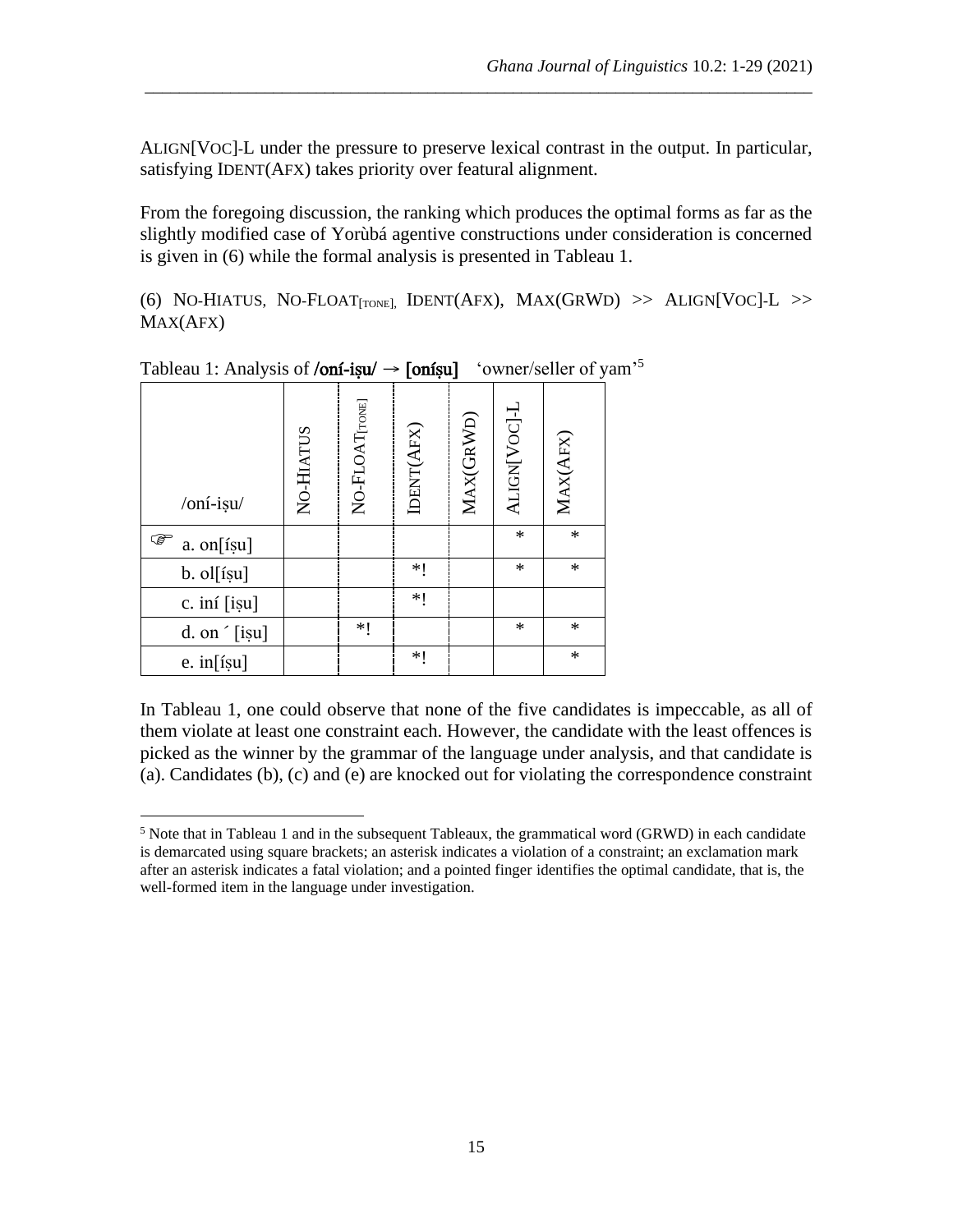ALIGN[VOC]-L under the pressure to preserve lexical contrast in the output. In particular, satisfying IDENT(AFX) takes priority over featural alignment.

From the foregoing discussion, the ranking which produces the optimal forms as far as the slightly modified case of Yorùbá agentive constructions under consideration is concerned is given in (6) while the formal analysis is presented in Tableau 1.

(6) NO-HIATUS, NO-FLOAT$_{[TONE]}$, IDENT(AFX), MAX(GRWD) >> ALIGN[VOC]-L >> MAX(AFX)

Tableau 1: Analysis of **/oní-iṣu/ → [oníṣu]** 'owner/seller of yam'[5]

| /oní-iṣu/ | NO-HIATUS | NO-FLOAT$_{[TONE]}$ | IDENT(AFX) | MAX(GRWD) | ALIGN[VOC]-L | MAX(AFX) |
|---|---|---|---|---|---|---|
| ☞ a. on[íṣu] | | | | | * | * |
| b. ol[íṣu] | | | *! | | * | * |
| c. iní [iṣu] | | | *! | | | |
| d. on ´ [iṣu] | | *! | | | * | * |
| e. in[íṣu] | | | *! | | | * |

In Tableau 1, one could observe that none of the five candidates is impeccable, as all of them violate at least one constraint each. However, the candidate with the least offences is picked as the winner by the grammar of the language under analysis, and that candidate is (a). Candidates (b), (c) and (e) are knocked out for violating the correspondence constraint

[5] Note that in Tableau 1 and in the subsequent Tableaux, the grammatical word (GRWD) in each candidate is demarcated using square brackets; an asterisk indicates a violation of a constraint; an exclamation mark after an asterisk indicates a fatal violation; and a pointed finger identifies the optimal candidate, that is, the well-formed item in the language under investigation.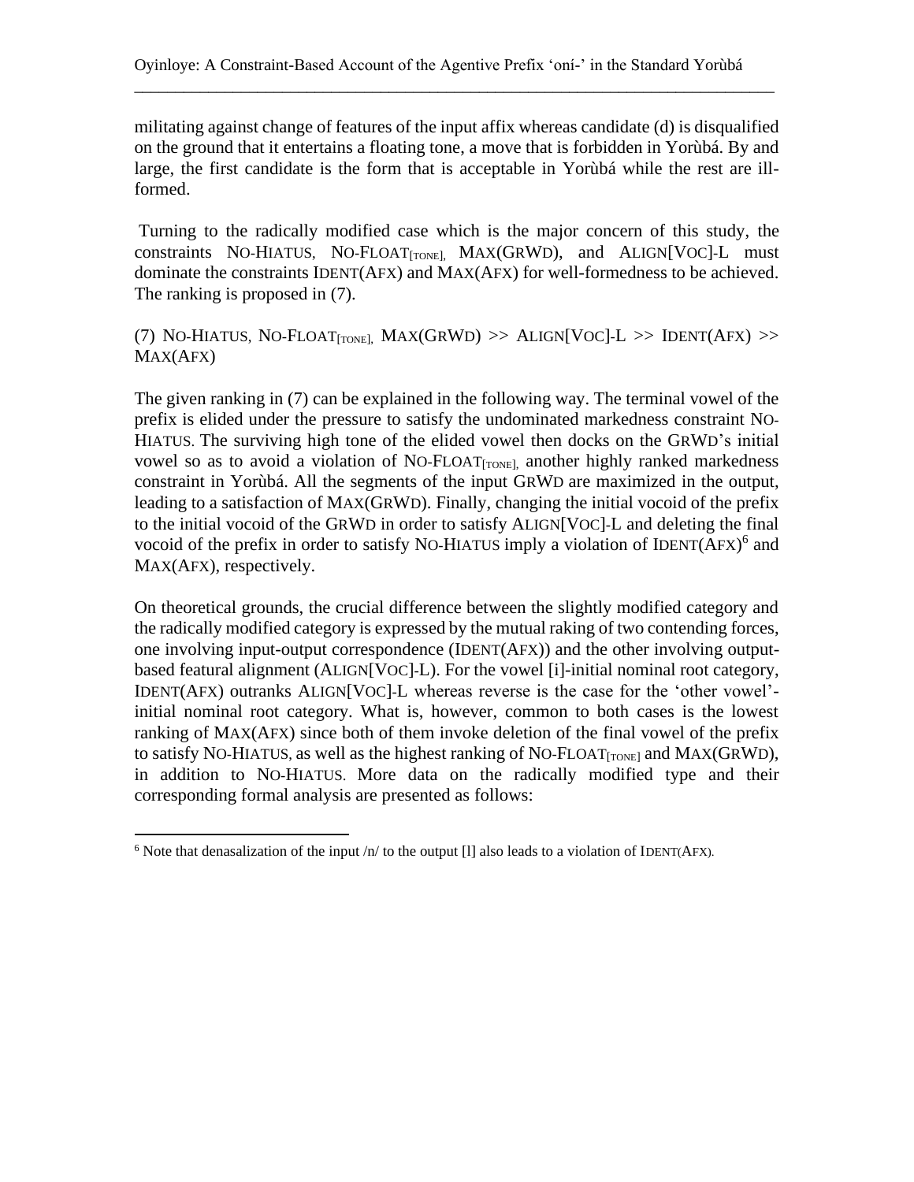militating against change of features of the input affix whereas candidate (d) is disqualified on the ground that it entertains a floating tone, a move that is forbidden in Yorùbá. By and large, the first candidate is the form that is acceptable in Yorùbá while the rest are ill-formed.

Turning to the radically modified case which is the major concern of this study, the constraints NO-HIATUS, NO-FLOAT$_{[TONE]}$, MAX(GRWD), and ALIGN[VOC]-L must dominate the constraints IDENT(AFX) and MAX(AFX) for well-formedness to be achieved. The ranking is proposed in (7).

(7) NO-HIATUS, NO-FLOAT$_{[TONE]}$, MAX(GRWD) >> ALIGN[VOC]-L >> IDENT(AFX) >> MAX(AFX)

The given ranking in (7) can be explained in the following way. The terminal vowel of the prefix is elided under the pressure to satisfy the undominated markedness constraint NO-HIATUS. The surviving high tone of the elided vowel then docks on the GRWD's initial vowel so as to avoid a violation of NO-FLOAT$_{[TONE]}$, another highly ranked markedness constraint in Yorùbá. All the segments of the input GRWD are maximized in the output, leading to a satisfaction of MAX(GRWD). Finally, changing the initial vocoid of the prefix to the initial vocoid of the GRWD in order to satisfy ALIGN[VOC]-L and deleting the final vocoid of the prefix in order to satisfy NO-HIATUS imply a violation of IDENT(AFX)[6] and MAX(AFX), respectively.

On theoretical grounds, the crucial difference between the slightly modified category and the radically modified category is expressed by the mutual raking of two contending forces, one involving input-output correspondence (IDENT(AFX)) and the other involving output-based featural alignment (ALIGN[VOC]-L). For the vowel [i]-initial nominal root category, IDENT(AFX) outranks ALIGN[VOC]-L whereas reverse is the case for the 'other vowel'-initial nominal root category. What is, however, common to both cases is the lowest ranking of MAX(AFX) since both of them invoke deletion of the final vowel of the prefix to satisfy NO-HIATUS, as well as the highest ranking of NO-FLOAT$_{[TONE]}$ and MAX(GRWD), in addition to NO-HIATUS. More data on the radically modified type and their corresponding formal analysis are presented as follows:

---

[6] Note that denasalization of the input /n/ to the output [l] also leads to a violation of IDENT(AFX).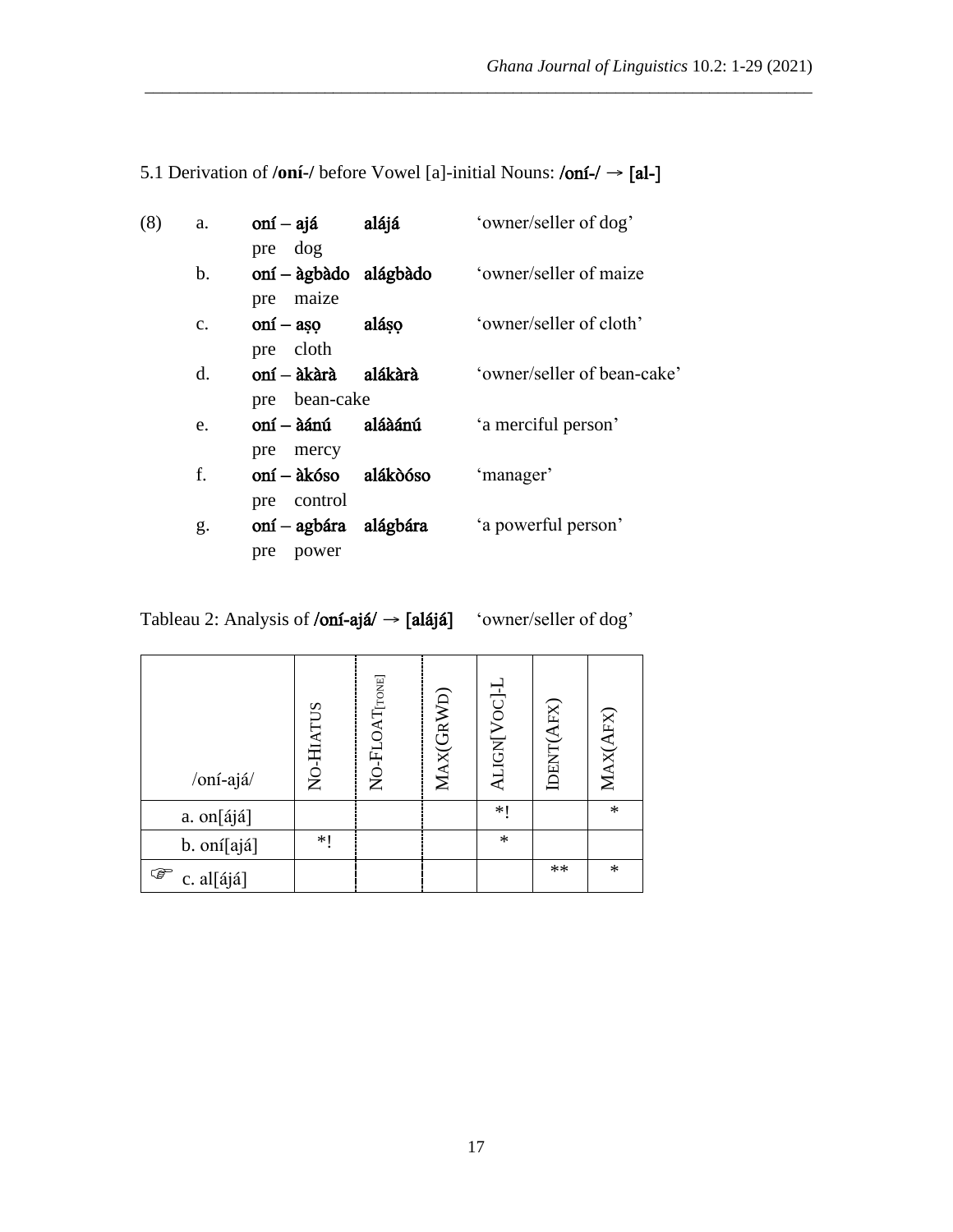### 5.1 Derivation of /oní-/ before Vowel [a]-initial Nouns: /oní-/ → [al-]

(8)

a. **oní – ajá** **alájá** ‘owner/seller of dog’
  pre dog

b. **oní – àgbàdo** **alágbàdo** ‘owner/seller of maize
  pre maize

c. **oní – aṣọ** **aláṣọ** ‘owner/seller of cloth’
  pre cloth

d. **oní – àkàrà** **alákàrà** ‘owner/seller of bean-cake’
  pre bean-cake

e. **oní – àánú** **aláàánú** ‘a merciful person’
  pre mercy

f. **oní – àkóso** **alákòóso** ‘manager’
  pre control

g. **oní – agbára** **alágbára** ‘a powerful person’
  pre power

Tableau 2: Analysis of **/oní-ajá/ → [alájá]** ‘owner/seller of dog’

| /oní-ajá/ | NO-HIATUS | NO-FLOAT[TONE] | MAX(GRWD) | ALIGN[VOC]-L | IDENT(AFX) | MAX(AFX) |
|---|---|---|---|---|---|---|
| a. on[ájá] | | | | *! | | * |
| b. oní[ajá] | *! | | | * | | |
| ☞ c. al[ájá] | | | | | ** | * |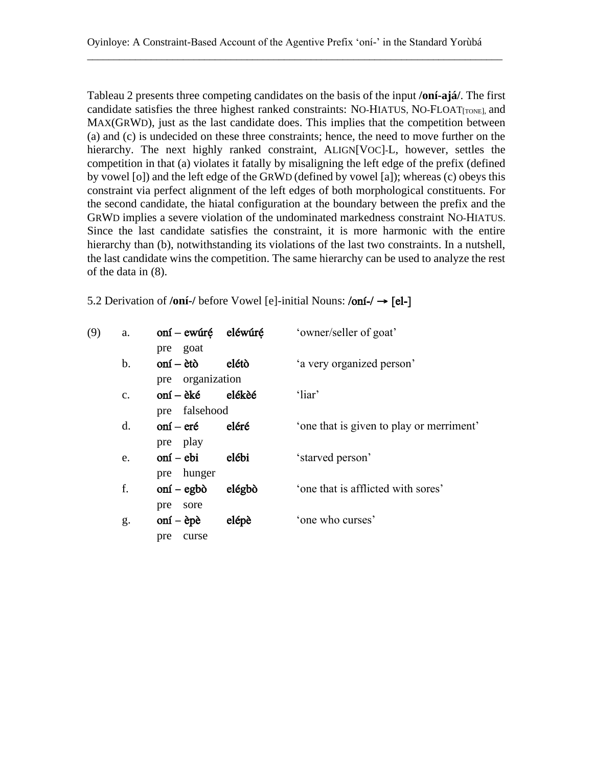Tableau 2 presents three competing candidates on the basis of the input **/oní-ajá/**. The first candidate satisfies the three highest ranked constraints: NO-HIATUS, NO-FLOAT$_{[TONE]}$, and MAX(GRWD), just as the last candidate does. This implies that the competition between (a) and (c) is undecided on these three constraints; hence, the need to move further on the hierarchy. The next highly ranked constraint, ALIGN[VOC]-L, however, settles the competition in that (a) violates it fatally by misaligning the left edge of the prefix (defined by vowel [o]) and the left edge of the GRWD (defined by vowel [a]); whereas (c) obeys this constraint via perfect alignment of the left edges of both morphological constituents. For the second candidate, the hiatal configuration at the boundary between the prefix and the GRWD implies a severe violation of the undominated markedness constraint NO-HIATUS. Since the last candidate satisfies the constraint, it is more harmonic with the entire hierarchy than (b), notwithstanding its violations of the last two constraints. In a nutshell, the last candidate wins the competition. The same hierarchy can be used to analyze the rest of the data in (8).

5.2 Derivation of **/oní-/** before Vowel [e]-initial Nouns: **/oní-/ → [el-]**

(9)

a. **oní – ewúrẹ́** **eléwúrẹ́** 'owner/seller of goat'
   pre goat

b. **oní – ètò** **elétò** 'a very organized person'
   pre organization

c. **oní – èké** **elékèé** 'liar'
   pre falsehood

d. **oní – eré** **eléré** 'one that is given to play or merriment'
   pre play

e. **oní – ebi** **elébi** 'starved person'
   pre hunger

f. **oní – egbò** **elégbò** 'one that is afflicted with sores'
   pre sore

g. **oní – èpè** **elépè** 'one who curses'
   pre curse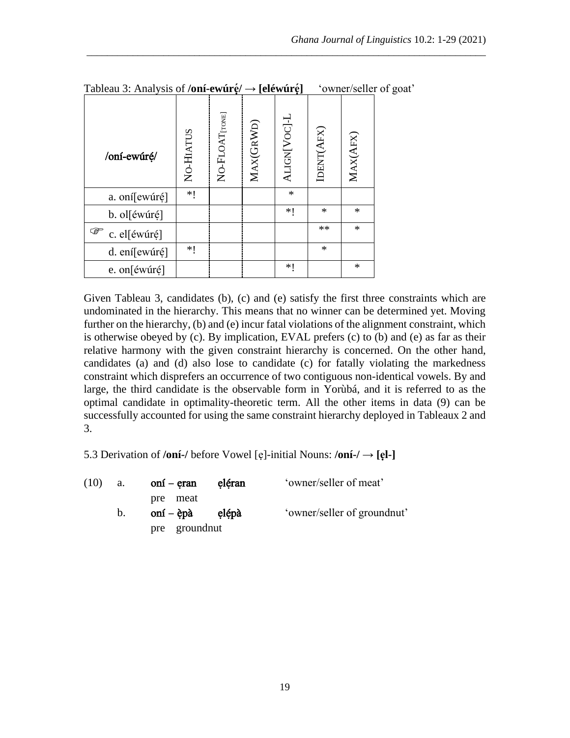Tableau 3: Analysis of **/oní-ewúrẹ́/ → [eléwúrẹ́]** 'owner/seller of goat'

| /oní-ewúrẹ́/ | NO-HIATUS | NO-FLOAT[TONE] | MAX(GRWD) | ALIGN[VOC]-L | IDENT(AFX) | MAX(AFX) |
|---|---|---|---|---|---|---|
| a. oní[ewúrẹ́] | *! | | | * | | |
| b. ol[éwúrẹ́] | | | | *! | * | * |
| ☞ c. el[éwúrẹ́] | | | | | ** | * |
| d. ení[ewúrẹ́] | *! | | | | * | |
| e. on[éwúrẹ́] | | | | *! | | * |

Given Tableau 3, candidates (b), (c) and (e) satisfy the first three constraints which are undominated in the hierarchy. This means that no winner can be determined yet. Moving further on the hierarchy, (b) and (e) incur fatal violations of the alignment constraint, which is otherwise obeyed by (c). By implication, EVAL prefers (c) to (b) and (e) as far as their relative harmony with the given constraint hierarchy is concerned. On the other hand, candidates (a) and (d) also lose to candidate (c) for fatally violating the markedness constraint which disprefers an occurrence of two contiguous non-identical vowels. By and large, the third candidate is the observable form in Yorùbá, and it is referred to as the optimal candidate in optimality-theoretic term. All the other items in data (9) can be successfully accounted for using the same constraint hierarchy deployed in Tableaux 2 and 3.

5.3 Derivation of **/oní-/** before Vowel [ẹ]-initial Nouns: **/oní-/ → [ẹl-]**

(10) a. **oní – ẹran** **ẹlẹ́ran** 'owner/seller of meat'
 pre meat

 b. **oní – ẹ̀pà** **ẹlẹ́pà** 'owner/seller of groundnut'
 pre groundnut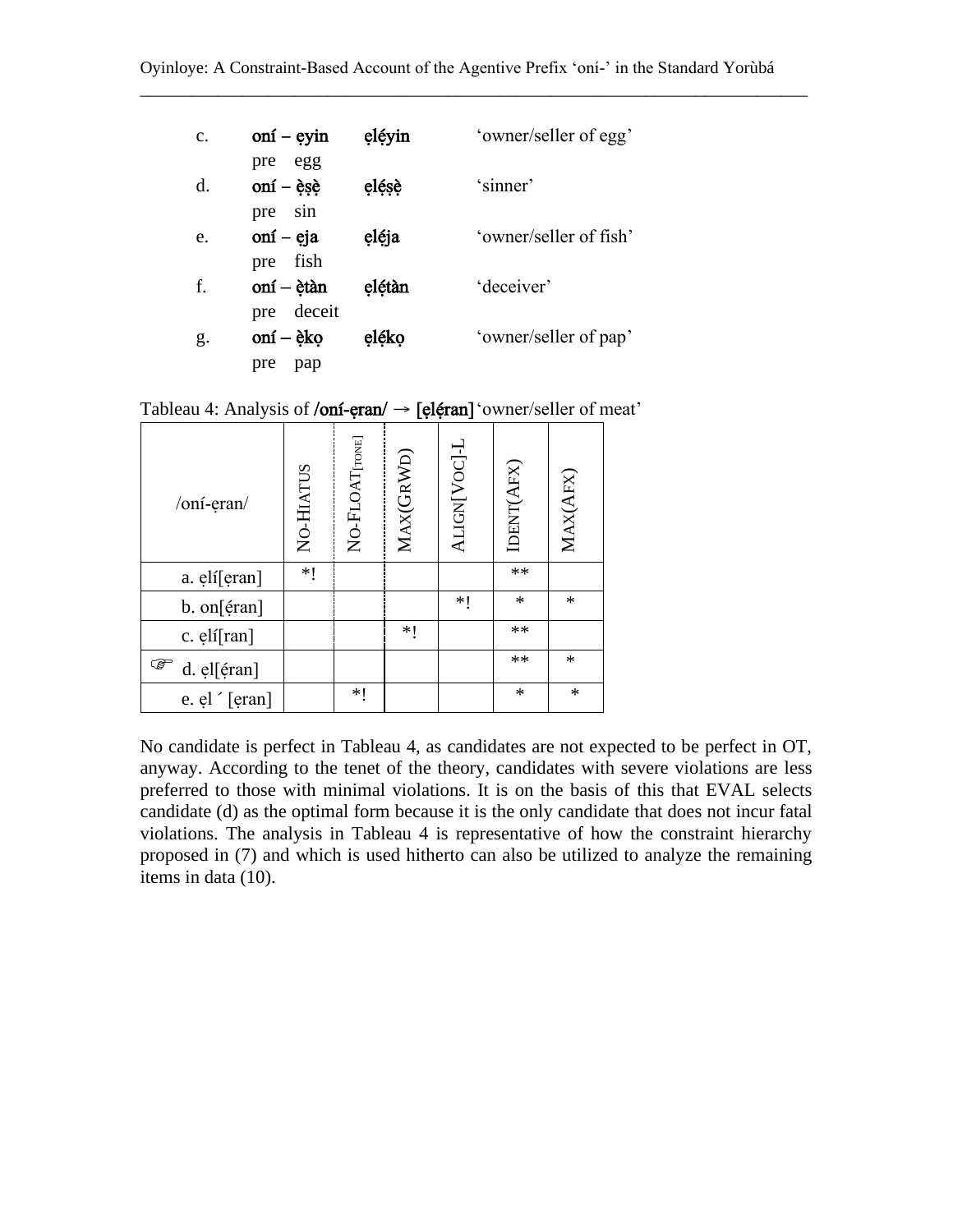| | | | |
|---|---|---|---|
| c. | **oní – ẹyin** | **ẹlẹ́yin** | 'owner/seller of egg' |
| | pre egg | | |
| d. | **oní – ẹ̀ṣẹ̀** | **ẹlẹ́ṣẹ̀** | 'sinner' |
| | pre sin | | |
| e. | **oní – eja** | **ẹléja** | 'owner/seller of fish' |
| | pre fish | | |
| f. | **oní – ẹ̀tàn** | **ẹlẹ́tàn** | 'deceiver' |
| | pre deceit | | |
| g. | **oní – ẹ̀kọ** | **ẹlẹ́kọ** | 'owner/seller of pap' |
| | pre pap | | |

Tableau 4: Analysis of **/oní-ẹran/ → [ẹlẹ́ran]** 'owner/seller of meat'

| /oní-ẹran/ | NO-HIATUS | NO-FLOAT[TONE] | MAX(GRWD) | ALIGN[VOC]-L | IDENT(AFX) | MAX(AFX) |
|---|---|---|---|---|---|---|
| a. ẹlí[ẹran] | *! | | | | ** | |
| b. on[ẹ́ran] | | | | *! | * | * |
| c. ẹlí[ran] | | | *! | | ** | |
| ☞ d. ẹl[ẹ́ran] | | | | | ** | * |
| e. ẹl ´ [ẹran] | | *! | | | * | * |

No candidate is perfect in Tableau 4, as candidates are not expected to be perfect in OT, anyway. According to the tenet of the theory, candidates with severe violations are less preferred to those with minimal violations. It is on the basis of this that EVAL selects candidate (d) as the optimal form because it is the only candidate that does not incur fatal violations. The analysis in Tableau 4 is representative of how the constraint hierarchy proposed in (7) and which is used hitherto can also be utilized to analyze the remaining items in data (10).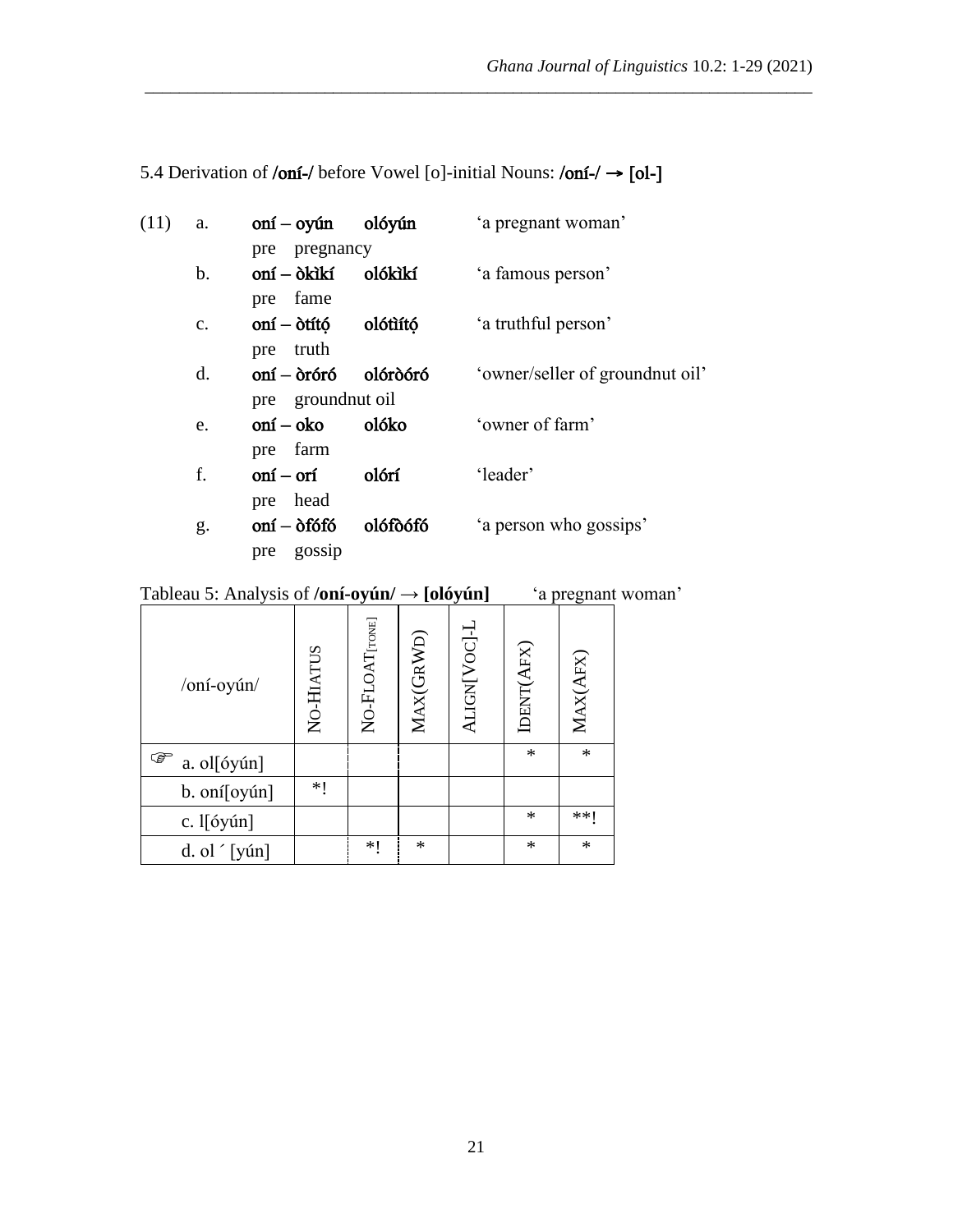5.4 Derivation of **/oní-/** before Vowel [o]-initial Nouns: **/oní-/ → [ol-]**

(11)

a. **oní – oyún** **olóyún** 'a pregnant woman'
pre pregnancy

b. **oní – òkìkí** **olókìkí** 'a famous person'
pre fame

c. **oní – òtítọ́** **olótìítọ́** 'a truthful person'
pre truth

d. **oní – òróró** **olóròóró** 'owner/seller of groundnut oil'
pre groundnut oil

e. **oní – oko** **olóko** 'owner of farm'
pre farm

f. **oní – orí** **olórí** 'leader'
pre head

g. **oní – òfófó** **olófòófó** 'a person who gossips'
pre gossip

Tableau 5: Analysis of **/oní-oyún/ → [olóyún]** 'a pregnant woman'

| /oní-oyún/ | NO-HIATUS | NO-FLOAT[TONE] | MAX(GRWD) | ALIGN[VOC]-L | IDENT(AFX) | MAX(AFX) |
|---|---|---|---|---|---|---|
| ☞ a. ol[óyún] | | | | | * | * |
| b. oní[oyún] | *! | | | | | |
| c. l[óyún] | | | | | * | **! |
| d. ol ´ [yún] | | *! | * | | * | * |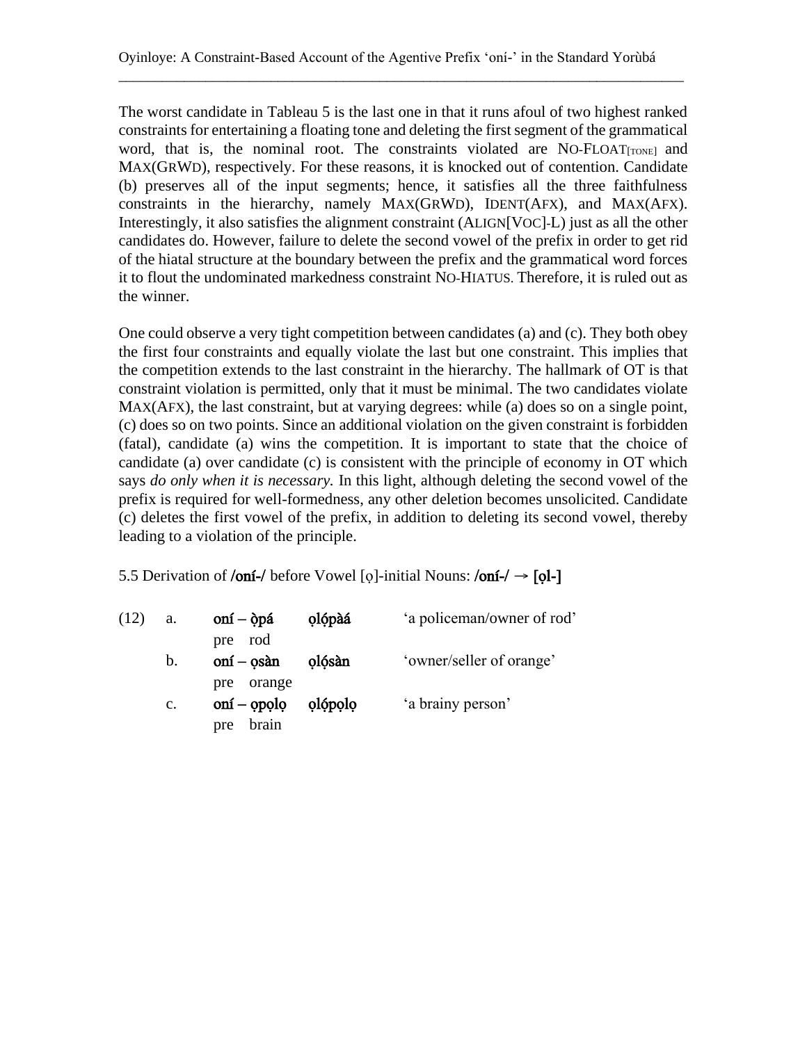The worst candidate in Tableau 5 is the last one in that it runs afoul of two highest ranked constraints for entertaining a floating tone and deleting the first segment of the grammatical word, that is, the nominal root. The constraints violated are NO-FLOAT[TONE] and MAX(GRWD), respectively. For these reasons, it is knocked out of contention. Candidate (b) preserves all of the input segments; hence, it satisfies all the three faithfulness constraints in the hierarchy, namely MAX(GRWD), IDENT(AFX), and MAX(AFX). Interestingly, it also satisfies the alignment constraint (ALIGN[VOC]-L) just as all the other candidates do. However, failure to delete the second vowel of the prefix in order to get rid of the hiatal structure at the boundary between the prefix and the grammatical word forces it to flout the undominated markedness constraint NO-HIATUS. Therefore, it is ruled out as the winner.

One could observe a very tight competition between candidates (a) and (c). They both obey the first four constraints and equally violate the last but one constraint. This implies that the competition extends to the last constraint in the hierarchy. The hallmark of OT is that constraint violation is permitted, only that it must be minimal. The two candidates violate MAX(AFX), the last constraint, but at varying degrees: while (a) does so on a single point, (c) does so on two points. Since an additional violation on the given constraint is forbidden (fatal), candidate (a) wins the competition. It is important to state that the choice of candidate (a) over candidate (c) is consistent with the principle of economy in OT which says *do only when it is necessary.* In this light, although deleting the second vowel of the prefix is required for well-formedness, any other deletion becomes unsolicited. Candidate (c) deletes the first vowel of the prefix, in addition to deleting its second vowel, thereby leading to a violation of the principle.

5.5 Derivation of **/oní-/** before Vowel [ọ]-initial Nouns: **/oní-/ → [ọl-]**

(12)
a. **oní – ọ̀pá** (pre rod) **ọlọ́pàá** 'a policeman/owner of rod'
b. **oní – ọsàn** (pre orange) **ọlọ́sàn** 'owner/seller of orange'
c. **oní – ọpọlọ** (pre brain) **ọlọ́pọlọ** 'a brainy person'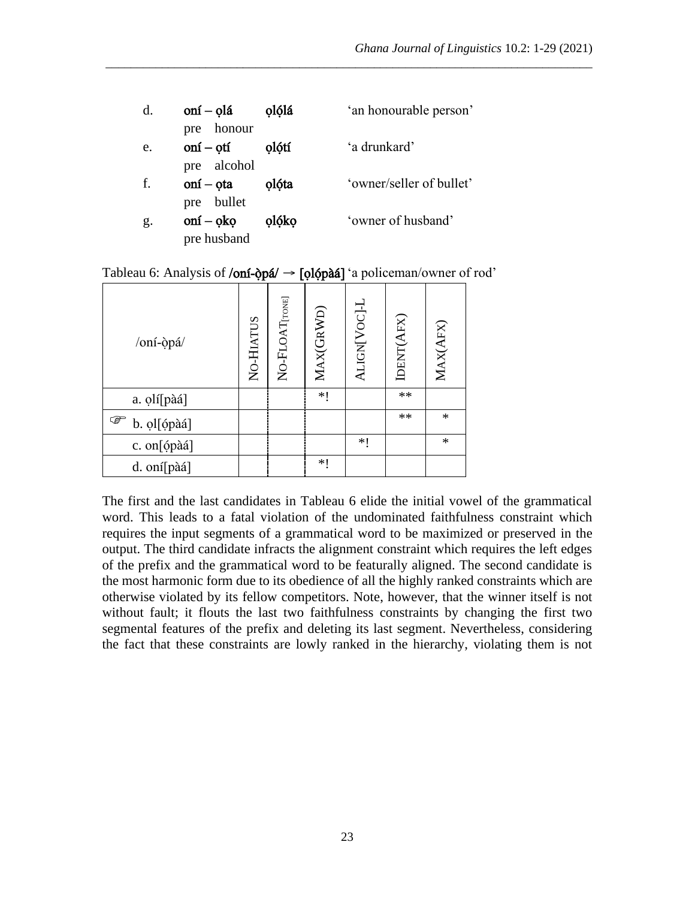| | | | |
|---|---|---|---|
| d. | **oní – ọlá**<br>pre honour | **ọlọ́lá** | 'an honourable person' |
| e. | **oní – ọtí**<br>pre alcohol | **ọlọ́tí** | 'a drunkard' |
| f. | **oní – ọta**<br>pre bullet | **ọlọ́ta** | 'owner/seller of bullet' |
| g. | **oní – ọkọ**<br>pre husband | **ọlọ́kọ** | 'owner of husband' |

Tableau 6: Analysis of **/oní-ọ̀pá/ → [ọlọ́pàá]** 'a policeman/owner of rod'

| /oní-ọ̀pá/ | NO-HIATUS | NO-FLOAT[TONE] | MAX(GRWD) | ALIGN[VOC]-L | IDENT(AFX) | MAX(AFX) |
|---|---|---|---|---|---|---|
| a. ọlí[pàá] | | | *! | | ** | |
| ☞ b. ọl[ọ́pàá] | | | | | ** | * |
| c. on[ọ́pàá] | | | | *! | | * |
| d. oní[pàá] | | | *! | | | |

The first and the last candidates in Tableau 6 elide the initial vowel of the grammatical word. This leads to a fatal violation of the undominated faithfulness constraint which requires the input segments of a grammatical word to be maximized or preserved in the output. The third candidate infracts the alignment constraint which requires the left edges of the prefix and the grammatical word to be featurally aligned. The second candidate is the most harmonic form due to its obedience of all the highly ranked constraints which are otherwise violated by its fellow competitors. Note, however, that the winner itself is not without fault; it flouts the last two faithfulness constraints by changing the first two segmental features of the prefix and deleting its last segment. Nevertheless, considering the fact that these constraints are lowly ranked in the hierarchy, violating them is not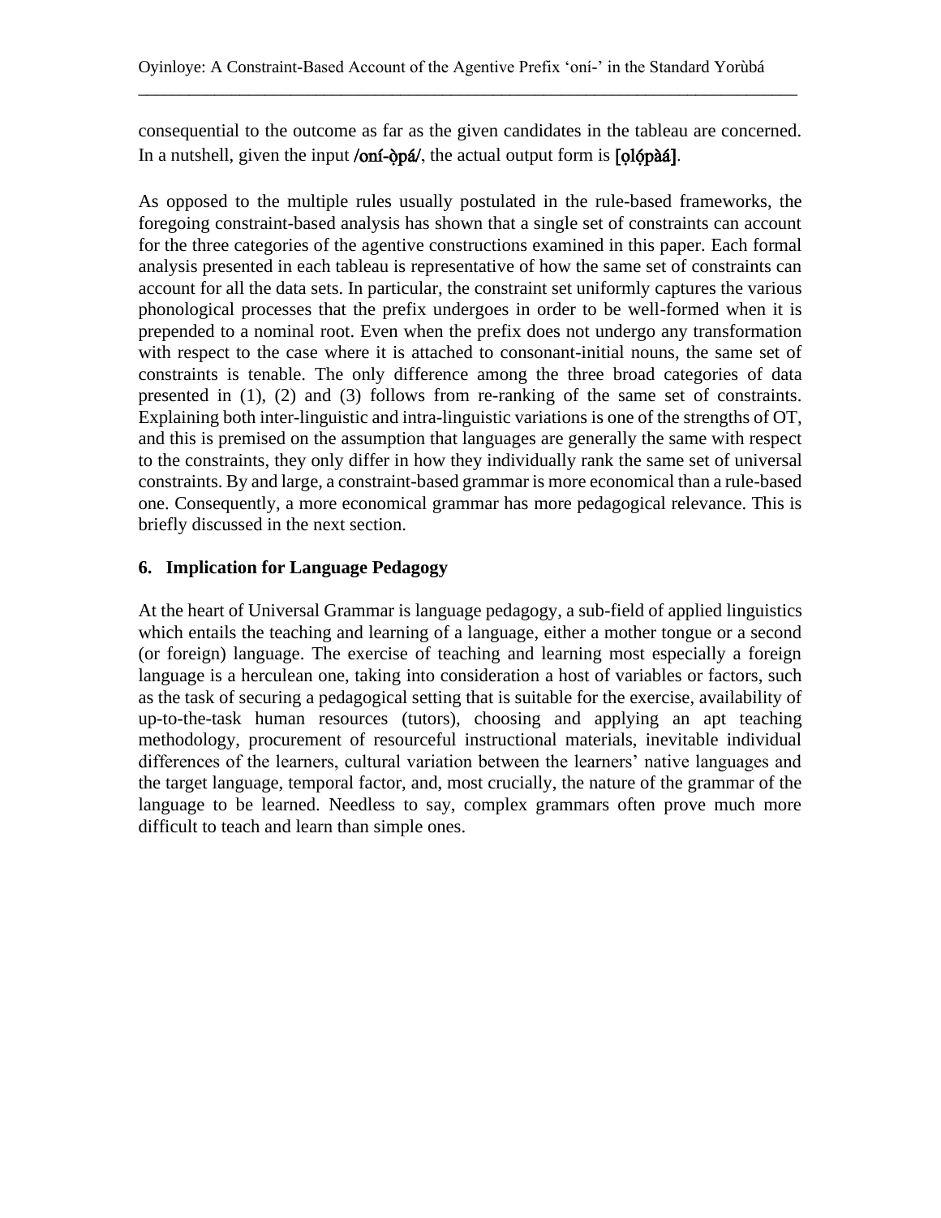consequential to the outcome as far as the given candidates in the tableau are concerned. In a nutshell, given the input **/oní-ọ̀pá/**, the actual output form is **[ọlọ́pàá]**.

As opposed to the multiple rules usually postulated in the rule-based frameworks, the foregoing constraint-based analysis has shown that a single set of constraints can account for the three categories of the agentive constructions examined in this paper. Each formal analysis presented in each tableau is representative of how the same set of constraints can account for all the data sets. In particular, the constraint set uniformly captures the various phonological processes that the prefix undergoes in order to be well-formed when it is prepended to a nominal root. Even when the prefix does not undergo any transformation with respect to the case where it is attached to consonant-initial nouns, the same set of constraints is tenable. The only difference among the three broad categories of data presented in (1), (2) and (3) follows from re-ranking of the same set of constraints. Explaining both inter-linguistic and intra-linguistic variations is one of the strengths of OT, and this is premised on the assumption that languages are generally the same with respect to the constraints, they only differ in how they individually rank the same set of universal constraints. By and large, a constraint-based grammar is more economical than a rule-based one. Consequently, a more economical grammar has more pedagogical relevance. This is briefly discussed in the next section.

## 6. Implication for Language Pedagogy

At the heart of Universal Grammar is language pedagogy, a sub-field of applied linguistics which entails the teaching and learning of a language, either a mother tongue or a second (or foreign) language. The exercise of teaching and learning most especially a foreign language is a herculean one, taking into consideration a host of variables or factors, such as the task of securing a pedagogical setting that is suitable for the exercise, availability of up-to-the-task human resources (tutors), choosing and applying an apt teaching methodology, procurement of resourceful instructional materials, inevitable individual differences of the learners, cultural variation between the learners' native languages and the target language, temporal factor, and, most crucially, the nature of the grammar of the language to be learned. Needless to say, complex grammars often prove much more difficult to teach and learn than simple ones.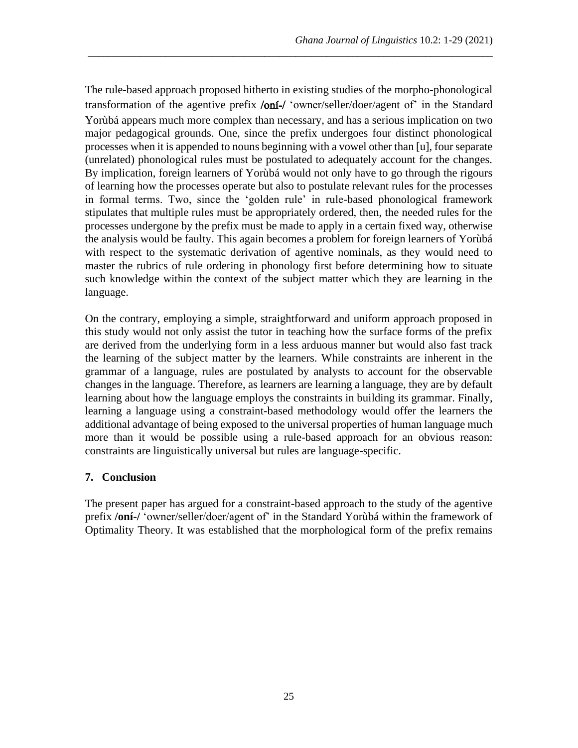The rule-based approach proposed hitherto in existing studies of the morpho-phonological transformation of the agentive prefix **/oní-/** 'owner/seller/doer/agent of' in the Standard Yorùbá appears much more complex than necessary, and has a serious implication on two major pedagogical grounds. One, since the prefix undergoes four distinct phonological processes when it is appended to nouns beginning with a vowel other than [u], four separate (unrelated) phonological rules must be postulated to adequately account for the changes. By implication, foreign learners of Yorùbá would not only have to go through the rigours of learning how the processes operate but also to postulate relevant rules for the processes in formal terms. Two, since the 'golden rule' in rule-based phonological framework stipulates that multiple rules must be appropriately ordered, then, the needed rules for the processes undergone by the prefix must be made to apply in a certain fixed way, otherwise the analysis would be faulty. This again becomes a problem for foreign learners of Yorùbá with respect to the systematic derivation of agentive nominals, as they would need to master the rubrics of rule ordering in phonology first before determining how to situate such knowledge within the context of the subject matter which they are learning in the language.

On the contrary, employing a simple, straightforward and uniform approach proposed in this study would not only assist the tutor in teaching how the surface forms of the prefix are derived from the underlying form in a less arduous manner but would also fast track the learning of the subject matter by the learners. While constraints are inherent in the grammar of a language, rules are postulated by analysts to account for the observable changes in the language. Therefore, as learners are learning a language, they are by default learning about how the language employs the constraints in building its grammar. Finally, learning a language using a constraint-based methodology would offer the learners the additional advantage of being exposed to the universal properties of human language much more than it would be possible using a rule-based approach for an obvious reason: constraints are linguistically universal but rules are language-specific.

## 7. Conclusion

The present paper has argued for a constraint-based approach to the study of the agentive prefix **/oní-/** 'owner/seller/doer/agent of' in the Standard Yorùbá within the framework of Optimality Theory. It was established that the morphological form of the prefix remains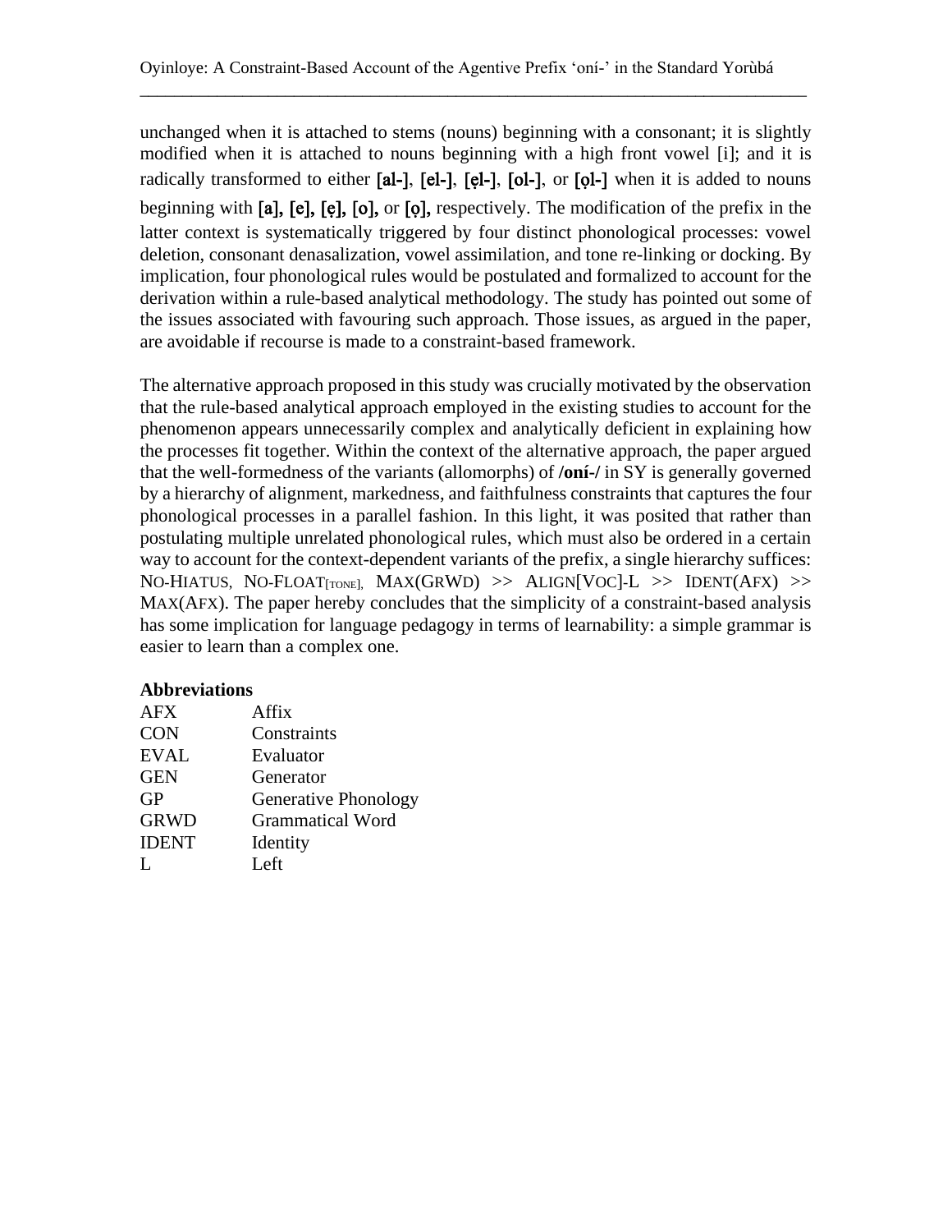unchanged when it is attached to stems (nouns) beginning with a consonant; it is slightly modified when it is attached to nouns beginning with a high front vowel [i]; and it is radically transformed to either **[al-]**, **[el-]**, **[ẹl-]**, **[ol-]**, or **[ọl-]** when it is added to nouns beginning with **[a], [e], [ẹ], [o],** or **[ọ],** respectively. The modification of the prefix in the latter context is systematically triggered by four distinct phonological processes: vowel deletion, consonant denasalization, vowel assimilation, and tone re-linking or docking. By implication, four phonological rules would be postulated and formalized to account for the derivation within a rule-based analytical methodology. The study has pointed out some of the issues associated with favouring such approach. Those issues, as argued in the paper, are avoidable if recourse is made to a constraint-based framework.

The alternative approach proposed in this study was crucially motivated by the observation that the rule-based analytical approach employed in the existing studies to account for the phenomenon appears unnecessarily complex and analytically deficient in explaining how the processes fit together. Within the context of the alternative approach, the paper argued that the well-formedness of the variants (allomorphs) of **/oní-/** in SY is generally governed by a hierarchy of alignment, markedness, and faithfulness constraints that captures the four phonological processes in a parallel fashion. In this light, it was posited that rather than postulating multiple unrelated phonological rules, which must also be ordered in a certain way to account for the context-dependent variants of the prefix, a single hierarchy suffices: NO-HIATUS, NO-FLOAT$_{[TONE]}$, MAX(GRWD) >> ALIGN[VOC]-L >> IDENT(AFX) >> MAX(AFX). The paper hereby concludes that the simplicity of a constraint-based analysis has some implication for language pedagogy in terms of learnability: a simple grammar is easier to learn than a complex one.

**Abbreviations**

| | |
|---|---|
| AFX | Affix |
| CON | Constraints |
| EVAL | Evaluator |
| GEN | Generator |
| GP | Generative Phonology |
| GRWD | Grammatical Word |
| IDENT | Identity |
| L | Left |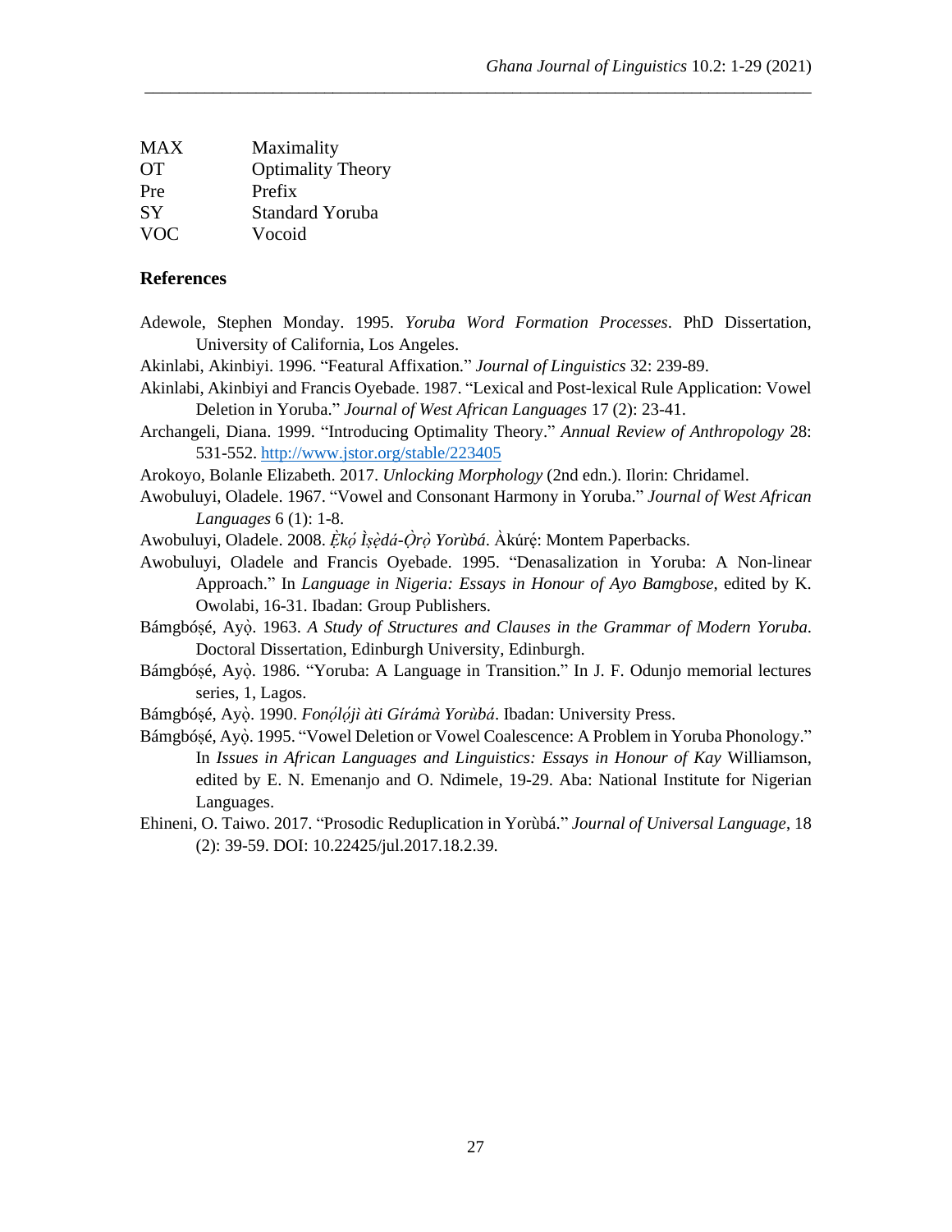| | |
|---|---|
| MAX | Maximality |
| OT | Optimality Theory |
| Pre | Prefix |
| SY | Standard Yoruba |
| VOC | Vocoid |

## References

Adewole, Stephen Monday. 1995. *Yoruba Word Formation Processes*. PhD Dissertation, University of California, Los Angeles.

Akinlabi, Akinbiyi. 1996. "Featural Affixation." *Journal of Linguistics* 32: 239-89.

Akinlabi, Akinbiyi and Francis Oyebade. 1987. "Lexical and Post-lexical Rule Application: Vowel Deletion in Yoruba." *Journal of West African Languages* 17 (2): 23-41.

Archangeli, Diana. 1999. "Introducing Optimality Theory." *Annual Review of Anthropology* 28: 531-552. http://www.jstor.org/stable/223405

Arokoyo, Bolanle Elizabeth. 2017. *Unlocking Morphology* (2nd edn.). Ilorin: Chridamel.

Awobuluyi, Oladele. 1967. "Vowel and Consonant Harmony in Yoruba." *Journal of West African Languages* 6 (1): 1-8.

Awobuluyi, Oladele. 2008. *Ẹ̀kọ́ Ìṣẹ̀dá-Ọ̀rọ̀ Yorùbá*. Àkúrẹ́: Montem Paperbacks.

Awobuluyi, Oladele and Francis Oyebade. 1995. "Denasalization in Yoruba: A Non-linear Approach." In *Language in Nigeria: Essays in Honour of Ayo Bamgbose*, edited by K. Owolabi, 16-31. Ibadan: Group Publishers.

Bámgbóṣé, Ayọ̀. 1963. *A Study of Structures and Clauses in the Grammar of Modern Yoruba.* Doctoral Dissertation, Edinburgh University, Edinburgh.

Bámgbóṣé, Ayọ̀. 1986. "Yoruba: A Language in Transition." In J. F. Odunjo memorial lectures series, 1, Lagos.

Bámgbóṣé, Ayọ̀. 1990. *Fonọ́lọ́jì àti Gírámà Yorùbá*. Ibadan: University Press.

Bámgbóṣé, Ayọ̀. 1995. "Vowel Deletion or Vowel Coalescence: A Problem in Yoruba Phonology." In *Issues in African Languages and Linguistics: Essays in Honour of Kay* Williamson, edited by E. N. Emenanjo and O. Ndimele, 19-29. Aba: National Institute for Nigerian Languages.

Ehineni, O. Taiwo. 2017. "Prosodic Reduplication in Yorùbá." *Journal of Universal Language*, 18 (2): 39-59. DOI: 10.22425/jul.2017.18.2.39.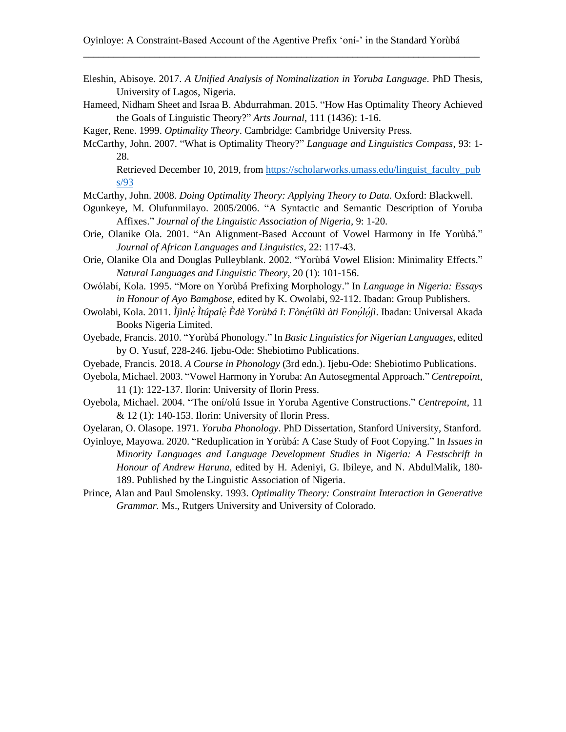Eleshin, Abisoye. 2017. *A Unified Analysis of Nominalization in Yoruba Language*. PhD Thesis, University of Lagos, Nigeria.

Hameed, Nidham Sheet and Israa B. Abdurrahman. 2015. "How Has Optimality Theory Achieved the Goals of Linguistic Theory?" *Arts Journal*, 111 (1436): 1-16.

Kager, Rene. 1999. *Optimality Theory*. Cambridge: Cambridge University Press.

McCarthy, John. 2007. "What is Optimality Theory?" *Language and Linguistics Compass*, 93: 1-28.

Retrieved December 10, 2019, from https://scholarworks.umass.edu/linguist_faculty_pubs/93

McCarthy, John. 2008. *Doing Optimality Theory: Applying Theory to Data.* Oxford: Blackwell.

Ogunkeye, M. Olufunmilayo. 2005/2006. "A Syntactic and Semantic Description of Yoruba Affixes." *Journal of the Linguistic Association of Nigeria*, 9: 1-20.

Orie, Olanike Ola. 2001. "An Alignment-Based Account of Vowel Harmony in Ife Yorùbá." *Journal of African Languages and Linguistics*, 22: 117-43.

Orie, Olanike Ola and Douglas Pulleyblank. 2002. "Yorùbá Vowel Elision: Minimality Effects." *Natural Languages and Linguistic Theory*, 20 (1): 101-156.

Owólabí, Kola. 1995. "More on Yorùbá Prefixing Morphology." In *Language in Nigeria: Essays in Honour of Ayo Bamgbose*, edited by K. Owolabi, 92-112. Ibadan: Group Publishers.

Owolabi, Kola. 2011. *Ìjìnlẹ̀ Ìtúpalẹ̀ Èdè Yorùbá I*: *Fònẹ́tíìkì àti Fonọ́lọ́jì*. Ibadan: Universal Akada Books Nigeria Limited.

Oyebade, Francis. 2010. "Yorùbá Phonology." In *Basic Linguistics for Nigerian Languages*, edited by O. Yusuf, 228-246. Ijebu-Ode: Shebiotimo Publications.

Oyebade, Francis. 2018. *A Course in Phonology* (3rd edn.). Ijebu-Ode: Shebiotimo Publications.

Oyebola, Michael. 2003. "Vowel Harmony in Yoruba: An Autosegmental Approach." *Centrepoint*, 11 (1): 122-137. Ilorin: University of Ilorin Press.

Oyebola, Michael. 2004. "The oní/olú Issue in Yoruba Agentive Constructions." *Centrepoint*, 11 & 12 (1): 140-153. Ilorin: University of Ilorin Press.

Oyelaran, O. Olasope. 1971. *Yoruba Phonology*. PhD Dissertation, Stanford University, Stanford.

Oyinloye, Mayowa. 2020. "Reduplication in Yorùbá: A Case Study of Foot Copying." In *Issues in Minority Languages and Language Development Studies in Nigeria: A Festschrift in Honour of Andrew Haruna*, edited by H. Adeniyi, G. Ibileye, and N. AbdulMalik, 180-189. Published by the Linguistic Association of Nigeria.

Prince, Alan and Paul Smolensky. 1993. *Optimality Theory: Constraint Interaction in Generative Grammar.* Ms., Rutgers University and University of Colorado.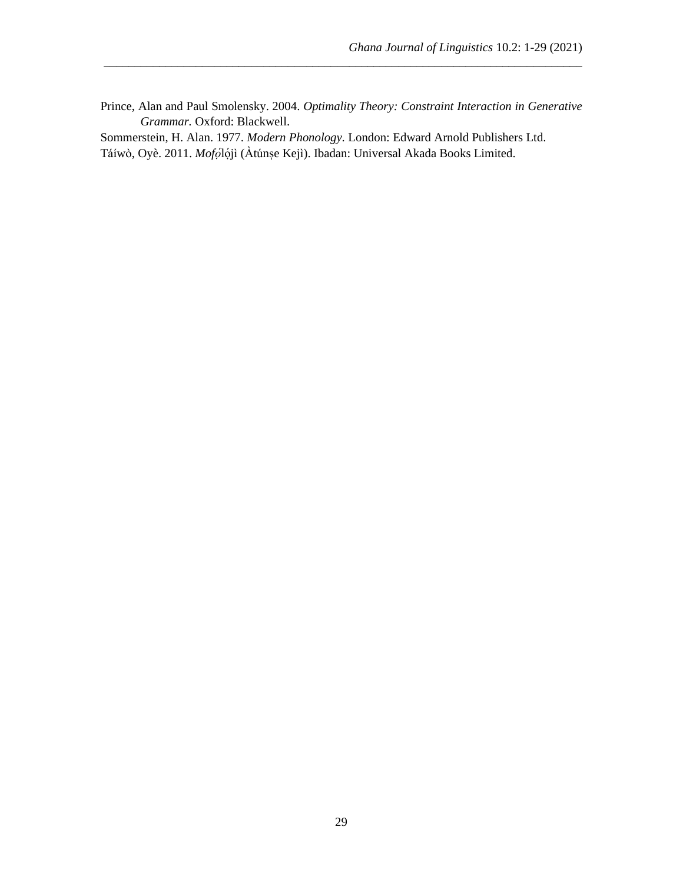Prince, Alan and Paul Smolensky. 2004. *Optimality Theory: Constraint Interaction in Generative Grammar.* Oxford: Blackwell.

Sommerstein, H. Alan. 1977. *Modern Phonology*. London: Edward Arnold Publishers Ltd.

Táíwò, Oyè. 2011. *Mofọ́*lọ́jì (Àtúnṣe Kejì). Ibadan: Universal Akada Books Limited.